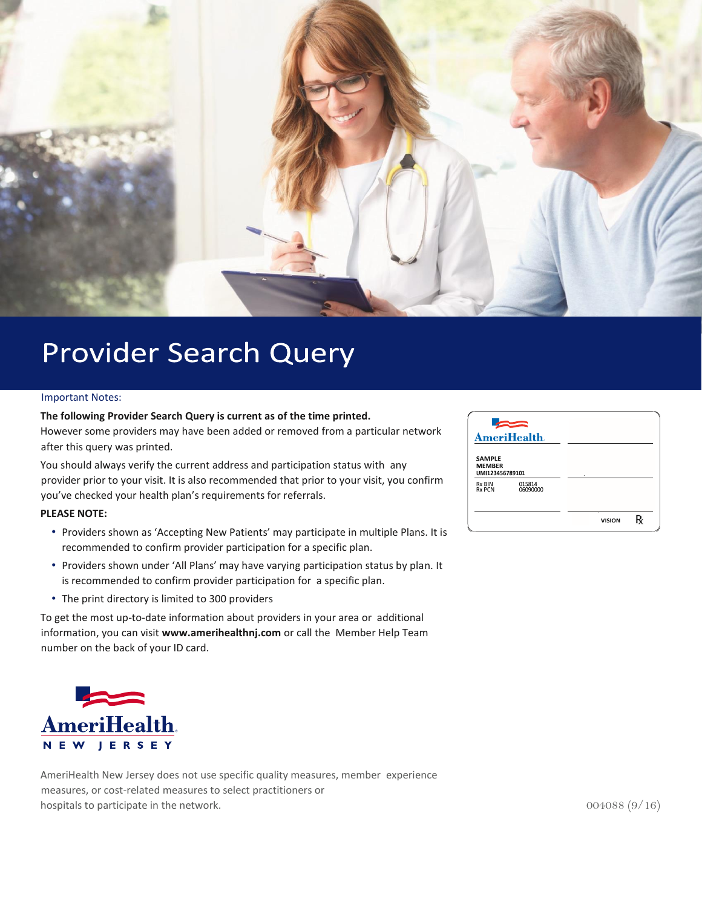# Provider Search Query

Important Notes:

**The following Provider Search Query is current as of the time printed.**
However some providers may have been added or removed from a particular network after this query was printed.

You should always verify the current address and participation status with any provider prior to your visit. It is also recommended that prior to your visit, you confirm you've checked your health plan's requirements for referrals.

**PLEASE NOTE:**

- Providers shown as 'Accepting New Patients' may participate in multiple Plans. It is recommended to confirm provider participation for a specific plan.
- Providers shown under 'All Plans' may have varying participation status by plan. It is recommended to confirm provider participation for a specific plan.
- The print directory is limited to 300 providers

To get the most up-to-date information about providers in your area or additional information, you can visit **www.amerihealthnj.com** or call the Member Help Team number on the back of your ID card.

AmeriHealth

SAMPLE
MEMBER
UMI123456789101

Rx BIN 015814
Rx PCN 06090000

VISION ℞

AmeriHealth
NEW JERSEY

AmeriHealth New Jersey does not use specific quality measures, member experience measures, or cost-related measures to select practitioners or hospitals to participate in the network.

004088 (9/16)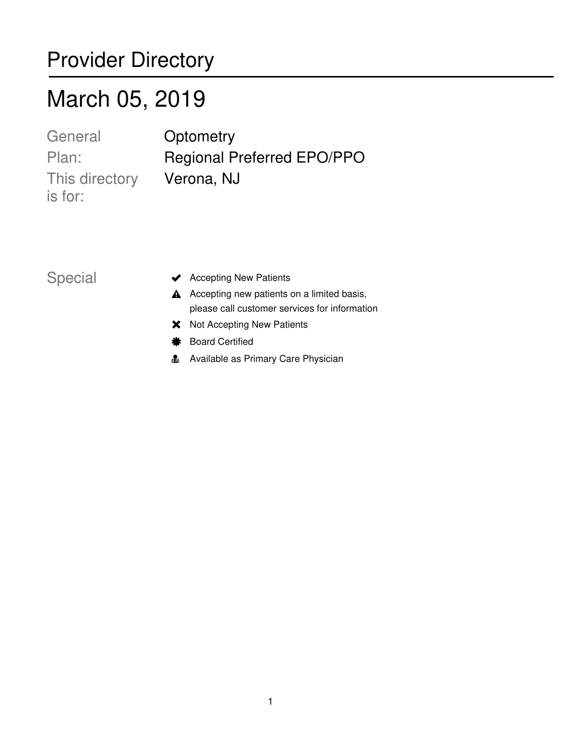# Provider Directory

## March 05, 2019

| | |
|---|---|
| General | Optometry |
| Plan: | Regional Preferred EPO/PPO |
| This directory is for: | Verona, NJ |

Special

- ✔ Accepting New Patients
- ▲ Accepting new patients on a limited basis, please call customer services for information
- ✖ Not Accepting New Patients
- ✸ Board Certified
- Available as Primary Care Physician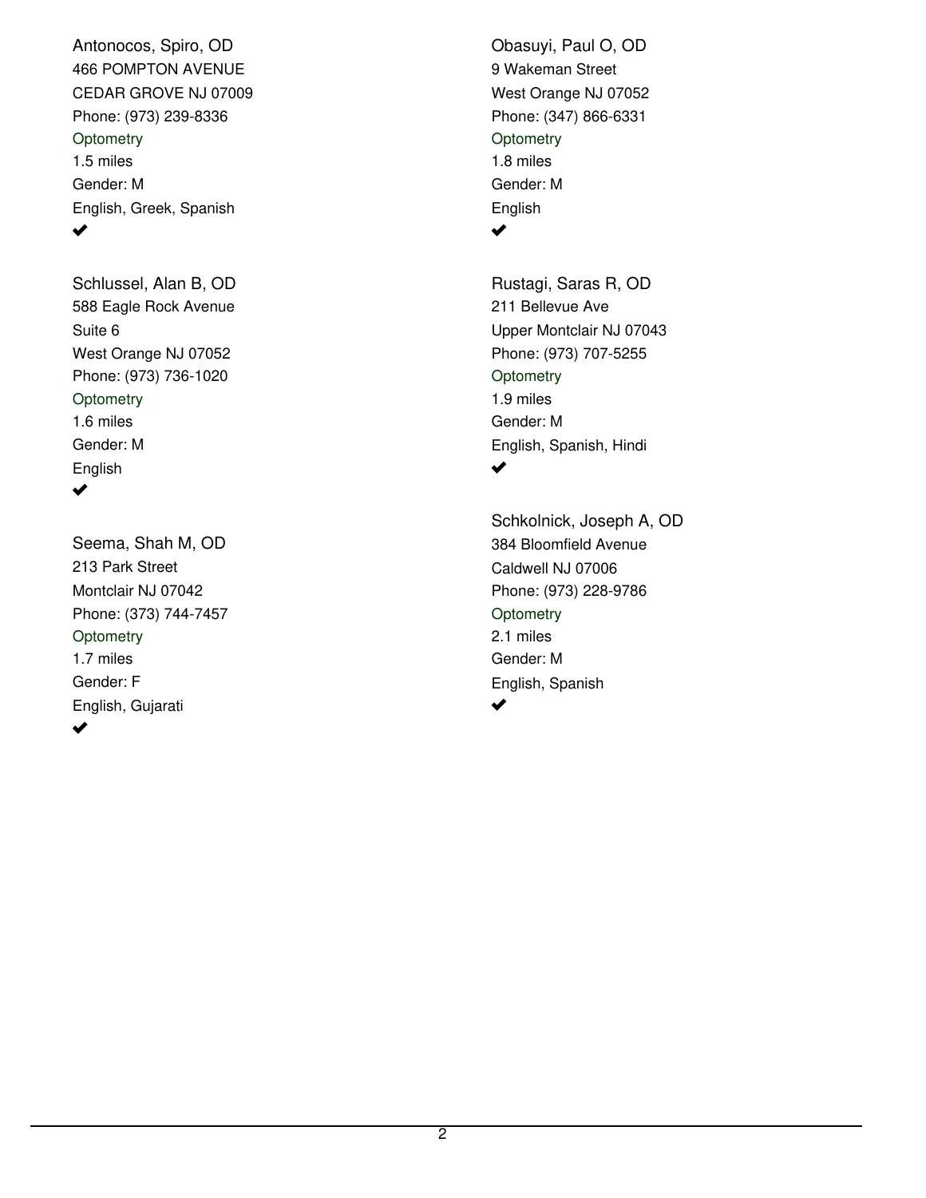Antonocos, Spiro, OD
466 POMPTON AVENUE
CEDAR GROVE NJ 07009
Phone: (973) 239-8336
Optometry
1.5 miles
Gender: M
English, Greek, Spanish
✔

Schlussel, Alan B, OD
588 Eagle Rock Avenue
Suite 6
West Orange NJ 07052
Phone: (973) 736-1020
Optometry
1.6 miles
Gender: M
English
✔

Seema, Shah M, OD
213 Park Street
Montclair NJ 07042
Phone: (373) 744-7457
Optometry
1.7 miles
Gender: F
English, Gujarati
✔

Obasuyi, Paul O, OD
9 Wakeman Street
West Orange NJ 07052
Phone: (347) 866-6331
Optometry
1.8 miles
Gender: M
English
✔

Rustagi, Saras R, OD
211 Bellevue Ave
Upper Montclair NJ 07043
Phone: (973) 707-5255
Optometry
1.9 miles
Gender: M
English, Spanish, Hindi
✔

Schkolnick, Joseph A, OD
384 Bloomfield Avenue
Caldwell NJ 07006
Phone: (973) 228-9786
Optometry
2.1 miles
Gender: M
English, Spanish
✔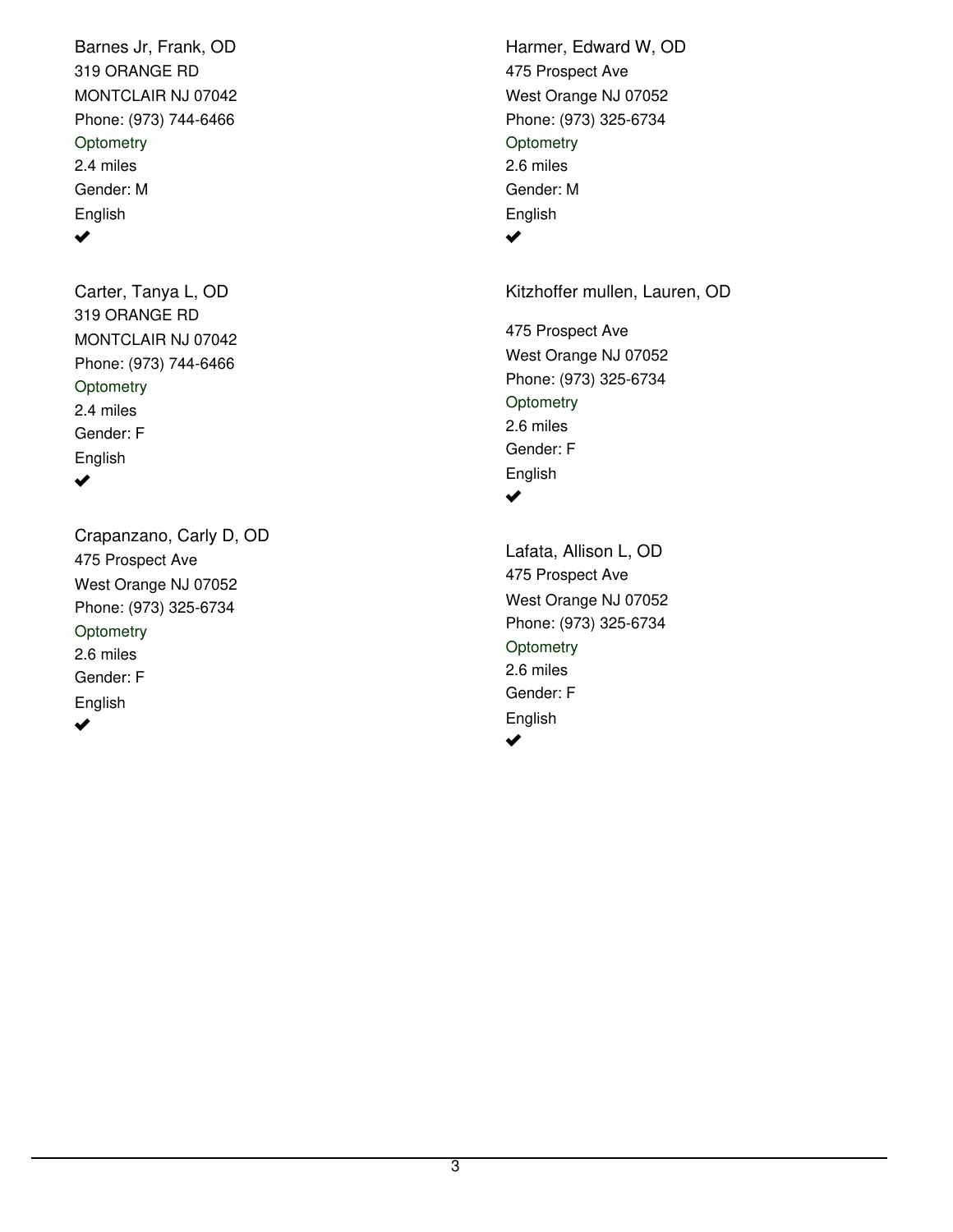Barnes Jr, Frank, OD
319 ORANGE RD
MONTCLAIR NJ 07042
Phone: (973) 744-6466
Optometry
2.4 miles
Gender: M
English
✔

Carter, Tanya L, OD
319 ORANGE RD
MONTCLAIR NJ 07042
Phone: (973) 744-6466
Optometry
2.4 miles
Gender: F
English
✔

Crapanzano, Carly D, OD
475 Prospect Ave
West Orange NJ 07052
Phone: (973) 325-6734
Optometry
2.6 miles
Gender: F
English
✔

Harmer, Edward W, OD
475 Prospect Ave
West Orange NJ 07052
Phone: (973) 325-6734
Optometry
2.6 miles
Gender: M
English
✔

Kitzhoffer mullen, Lauren, OD
475 Prospect Ave
West Orange NJ 07052
Phone: (973) 325-6734
Optometry
2.6 miles
Gender: F
English
✔

Lafata, Allison L, OD
475 Prospect Ave
West Orange NJ 07052
Phone: (973) 325-6734
Optometry
2.6 miles
Gender: F
English
✔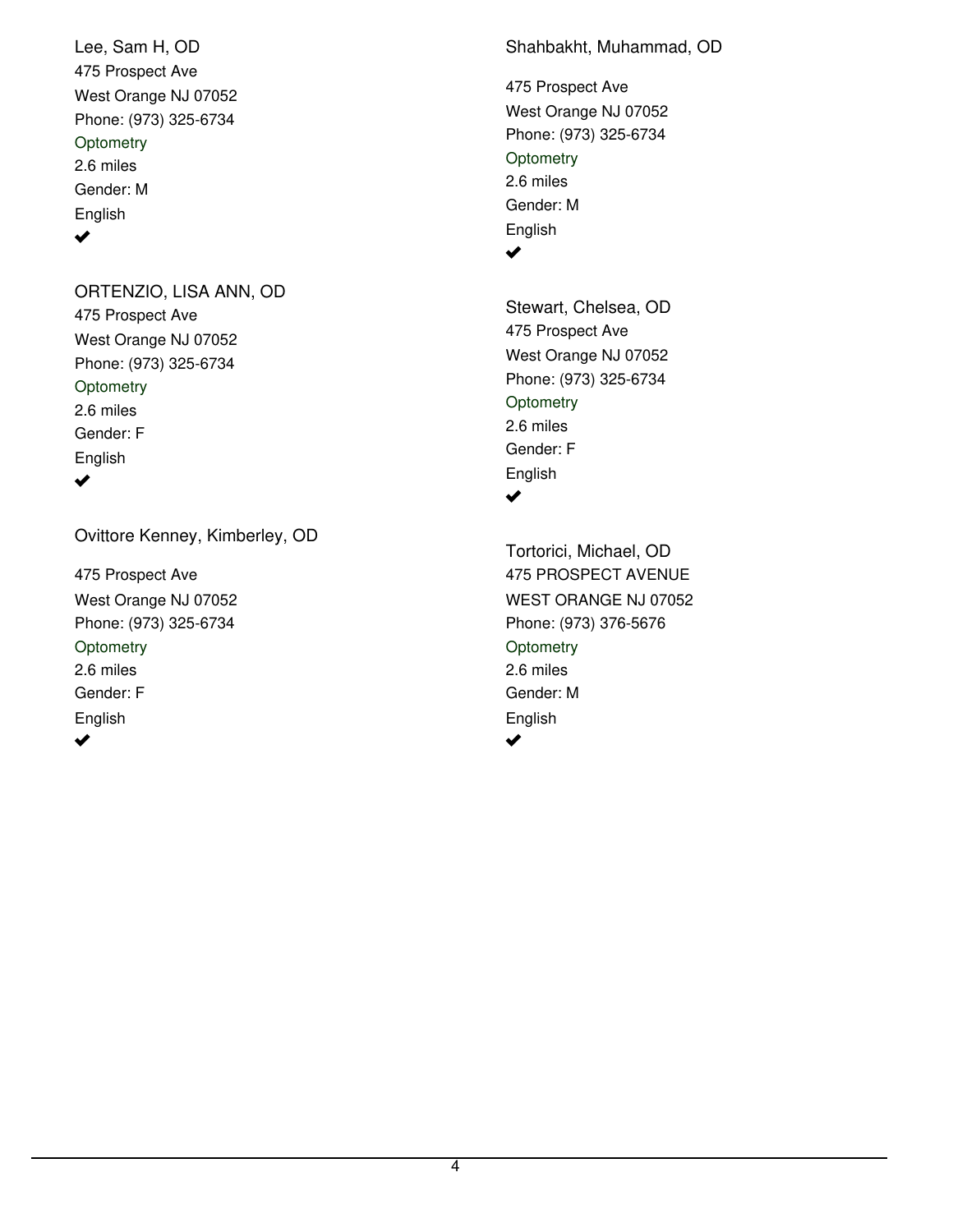Lee, Sam H, OD
475 Prospect Ave
West Orange NJ 07052
Phone: (973) 325-6734
Optometry
2.6 miles
Gender: M
English
✔

ORTENZIO, LISA ANN, OD
475 Prospect Ave
West Orange NJ 07052
Phone: (973) 325-6734
Optometry
2.6 miles
Gender: F
English
✔

Ovittore Kenney, Kimberley, OD
475 Prospect Ave
West Orange NJ 07052
Phone: (973) 325-6734
Optometry
2.6 miles
Gender: F
English
✔

Shahbakht, Muhammad, OD
475 Prospect Ave
West Orange NJ 07052
Phone: (973) 325-6734
Optometry
2.6 miles
Gender: M
English
✔

Stewart, Chelsea, OD
475 Prospect Ave
West Orange NJ 07052
Phone: (973) 325-6734
Optometry
2.6 miles
Gender: F
English
✔

Tortorici, Michael, OD
475 PROSPECT AVENUE
WEST ORANGE NJ 07052
Phone: (973) 376-5676
Optometry
2.6 miles
Gender: M
English
✔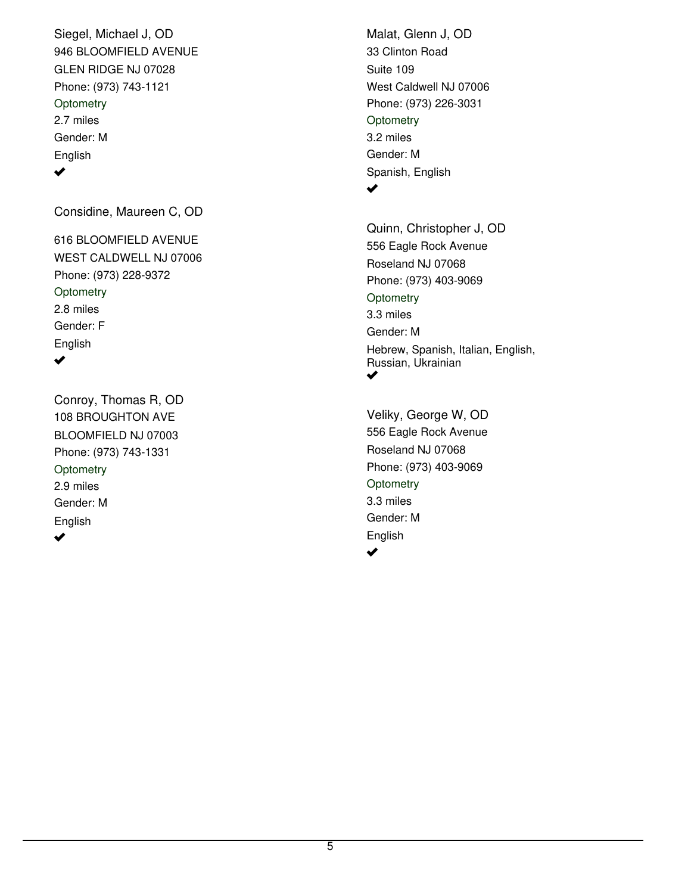Siegel, Michael J, OD
946 BLOOMFIELD AVENUE
GLEN RIDGE NJ 07028
Phone: (973) 743-1121
Optometry
2.7 miles
Gender: M
English
✔

Considine, Maureen C, OD

616 BLOOMFIELD AVENUE
WEST CALDWELL NJ 07006
Phone: (973) 228-9372
Optometry
2.8 miles
Gender: F
English
✔

Conroy, Thomas R, OD
108 BROUGHTON AVE
BLOOMFIELD NJ 07003
Phone: (973) 743-1331
Optometry
2.9 miles
Gender: M
English
✔

Malat, Glenn J, OD
33 Clinton Road
Suite 109
West Caldwell NJ 07006
Phone: (973) 226-3031
Optometry
3.2 miles
Gender: M
Spanish, English
✔

Quinn, Christopher J, OD
556 Eagle Rock Avenue
Roseland NJ 07068
Phone: (973) 403-9069
Optometry
3.3 miles
Gender: M
Hebrew, Spanish, Italian, English, Russian, Ukrainian
✔

Veliky, George W, OD
556 Eagle Rock Avenue
Roseland NJ 07068
Phone: (973) 403-9069
Optometry
3.3 miles
Gender: M
English
✔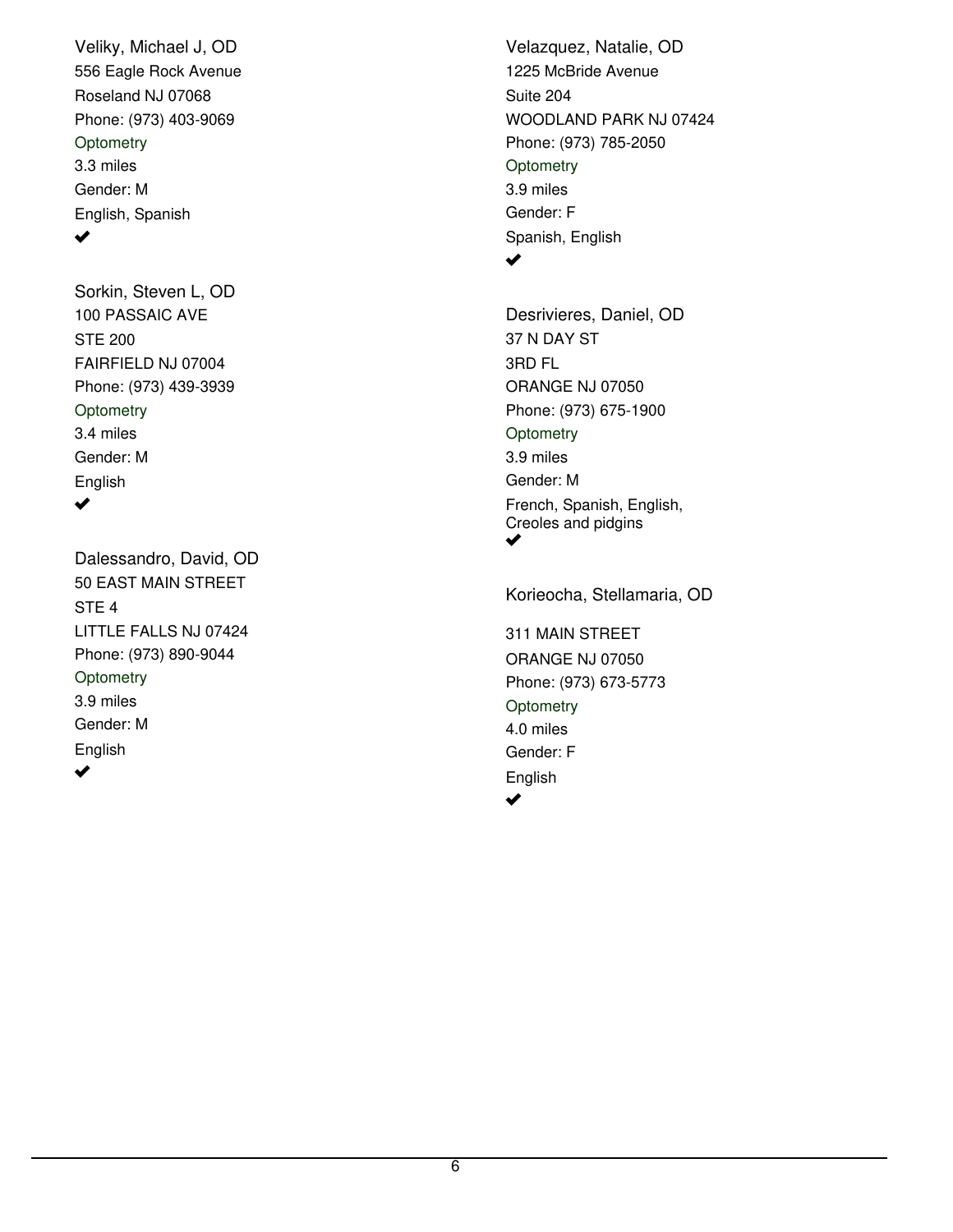Veliky, Michael J, OD
556 Eagle Rock Avenue
Roseland NJ 07068
Phone: (973) 403-9069
Optometry
3.3 miles
Gender: M
English, Spanish
✔

Sorkin, Steven L, OD
100 PASSAIC AVE
STE 200
FAIRFIELD NJ 07004
Phone: (973) 439-3939
Optometry
3.4 miles
Gender: M
English
✔

Dalessandro, David, OD
50 EAST MAIN STREET
STE 4
LITTLE FALLS NJ 07424
Phone: (973) 890-9044
Optometry
3.9 miles
Gender: M
English
✔

Velazquez, Natalie, OD
1225 McBride Avenue
Suite 204
WOODLAND PARK NJ 07424
Phone: (973) 785-2050
Optometry
3.9 miles
Gender: F
Spanish, English
✔

Desrivieres, Daniel, OD
37 N DAY ST
3RD FL
ORANGE NJ 07050
Phone: (973) 675-1900
Optometry
3.9 miles
Gender: M
French, Spanish, English, Creoles and pidgins
✔

Korieocha, Stellamaria, OD
311 MAIN STREET
ORANGE NJ 07050
Phone: (973) 673-5773
Optometry
4.0 miles
Gender: F
English
✔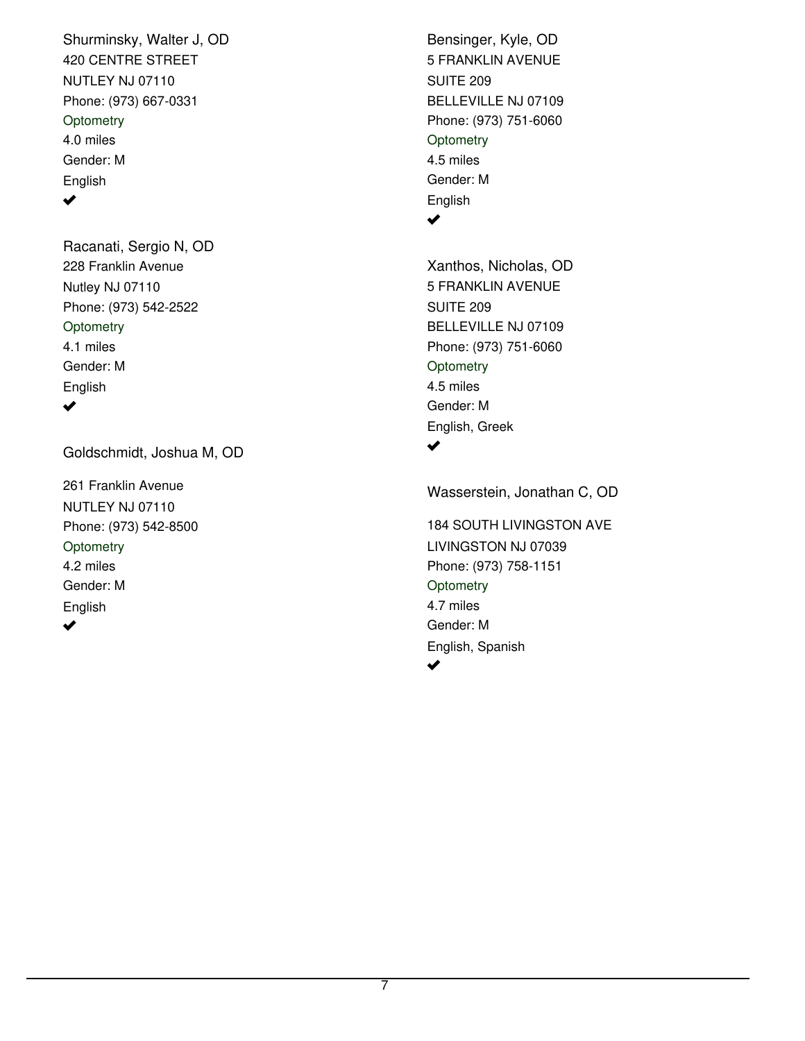Shurminsky, Walter J, OD
420 CENTRE STREET
NUTLEY NJ 07110
Phone: (973) 667-0331
Optometry
4.0 miles
Gender: M
English
✔

Racanati, Sergio N, OD
228 Franklin Avenue
Nutley NJ 07110
Phone: (973) 542-2522
Optometry
4.1 miles
Gender: M
English
✔

Goldschmidt, Joshua M, OD

261 Franklin Avenue
NUTLEY NJ 07110
Phone: (973) 542-8500
Optometry
4.2 miles
Gender: M
English
✔

Bensinger, Kyle, OD
5 FRANKLIN AVENUE
SUITE 209
BELLEVILLE NJ 07109
Phone: (973) 751-6060
Optometry
4.5 miles
Gender: M
English
✔

Xanthos, Nicholas, OD
5 FRANKLIN AVENUE
SUITE 209
BELLEVILLE NJ 07109
Phone: (973) 751-6060
Optometry
4.5 miles
Gender: M
English, Greek
✔

Wasserstein, Jonathan C, OD

184 SOUTH LIVINGSTON AVE
LIVINGSTON NJ 07039
Phone: (973) 758-1151
Optometry
4.7 miles
Gender: M
English, Spanish
✔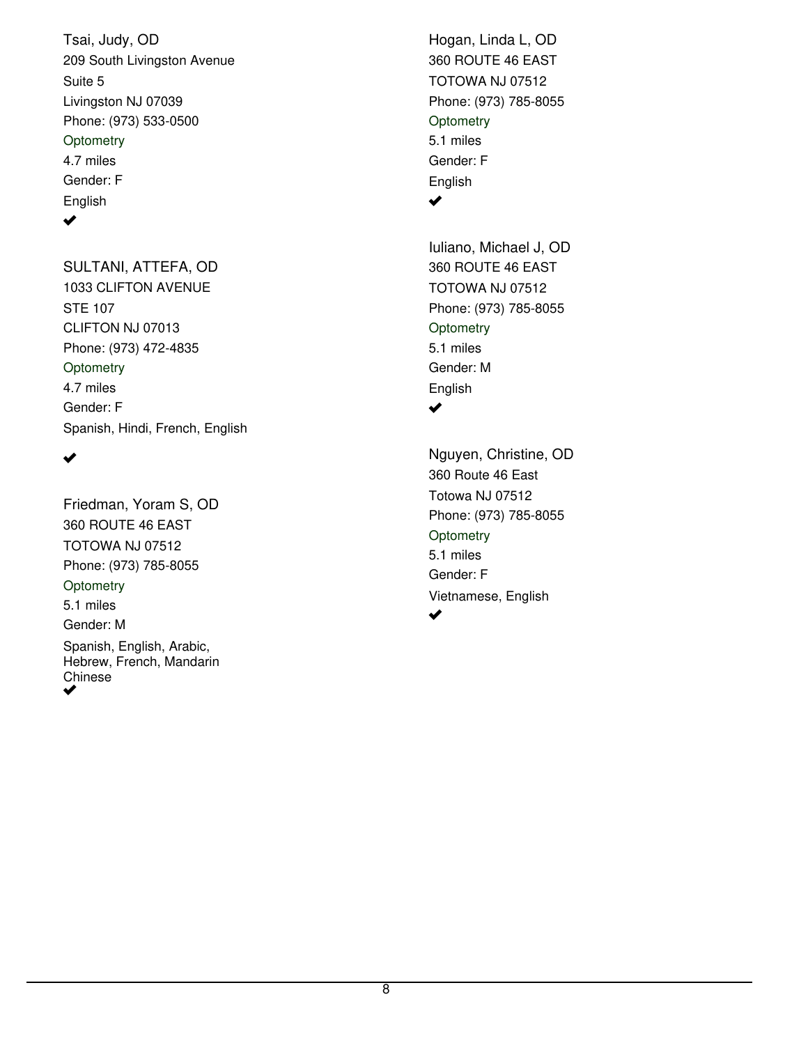Tsai, Judy, OD
209 South Livingston Avenue
Suite 5
Livingston NJ 07039
Phone: (973) 533-0500
Optometry
4.7 miles
Gender: F
English
✔

SULTANI, ATTEFA, OD
1033 CLIFTON AVENUE
STE 107
CLIFTON NJ 07013
Phone: (973) 472-4835
Optometry
4.7 miles
Gender: F
Spanish, Hindi, French, English
✔

Friedman, Yoram S, OD
360 ROUTE 46 EAST
TOTOWA NJ 07512
Phone: (973) 785-8055
Optometry
5.1 miles
Gender: M
Spanish, English, Arabic, Hebrew, French, Mandarin Chinese
✔

Hogan, Linda L, OD
360 ROUTE 46 EAST
TOTOWA NJ 07512
Phone: (973) 785-8055
Optometry
5.1 miles
Gender: F
English
✔

Iuliano, Michael J, OD
360 ROUTE 46 EAST
TOTOWA NJ 07512
Phone: (973) 785-8055
Optometry
5.1 miles
Gender: M
English
✔

Nguyen, Christine, OD
360 Route 46 East
Totowa NJ 07512
Phone: (973) 785-8055
Optometry
5.1 miles
Gender: F
Vietnamese, English
✔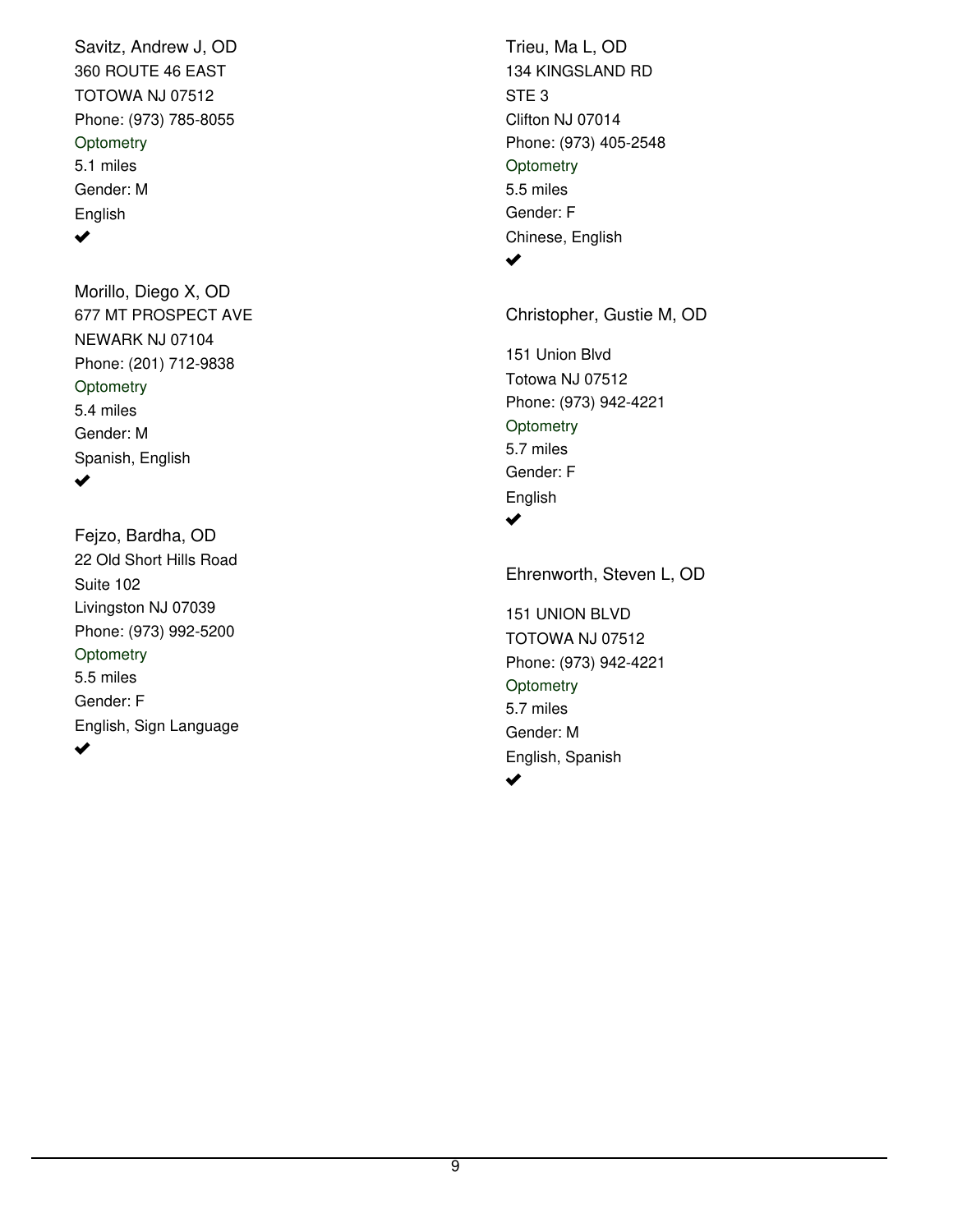Savitz, Andrew J, OD
360 ROUTE 46 EAST
TOTOWA NJ 07512
Phone: (973) 785-8055
Optometry
5.1 miles
Gender: M
English
✔

Morillo, Diego X, OD
677 MT PROSPECT AVE
NEWARK NJ 07104
Phone: (201) 712-9838
Optometry
5.4 miles
Gender: M
Spanish, English
✔

Fejzo, Bardha, OD
22 Old Short Hills Road
Suite 102
Livingston NJ 07039
Phone: (973) 992-5200
Optometry
5.5 miles
Gender: F
English, Sign Language
✔

Trieu, Ma L, OD
134 KINGSLAND RD
STE 3
Clifton NJ 07014
Phone: (973) 405-2548
Optometry
5.5 miles
Gender: F
Chinese, English
✔

Christopher, Gustie M, OD

151 Union Blvd
Totowa NJ 07512
Phone: (973) 942-4221
Optometry
5.7 miles
Gender: F
English
✔

Ehrenworth, Steven L, OD

151 UNION BLVD
TOTOWA NJ 07512
Phone: (973) 942-4221
Optometry
5.7 miles
Gender: M
English, Spanish
✔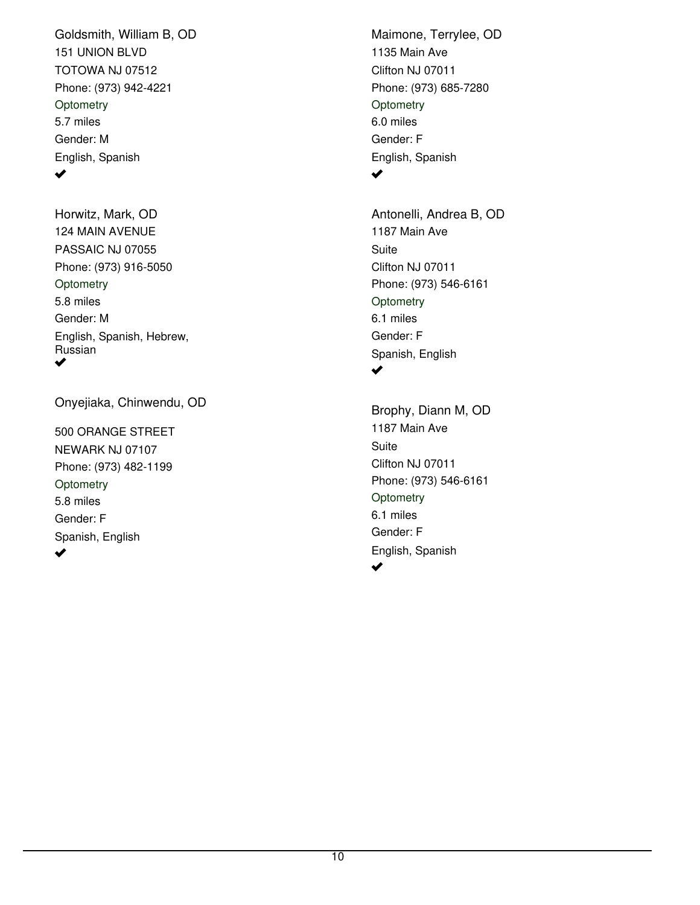Goldsmith, William B, OD
151 UNION BLVD
TOTOWA NJ 07512
Phone: (973) 942-4221
Optometry
5.7 miles
Gender: M
English, Spanish
✔

Horwitz, Mark, OD
124 MAIN AVENUE
PASSAIC NJ 07055
Phone: (973) 916-5050
Optometry
5.8 miles
Gender: M
English, Spanish, Hebrew, Russian
✔

Onyejiaka, Chinwendu, OD
500 ORANGE STREET
NEWARK NJ 07107
Phone: (973) 482-1199
Optometry
5.8 miles
Gender: F
Spanish, English
✔

Maimone, Terrylee, OD
1135 Main Ave
Clifton NJ 07011
Phone: (973) 685-7280
Optometry
6.0 miles
Gender: F
English, Spanish
✔

Antonelli, Andrea B, OD
1187 Main Ave
Suite
Clifton NJ 07011
Phone: (973) 546-6161
Optometry
6.1 miles
Gender: F
Spanish, English
✔

Brophy, Diann M, OD
1187 Main Ave
Suite
Clifton NJ 07011
Phone: (973) 546-6161
Optometry
6.1 miles
Gender: F
English, Spanish
✔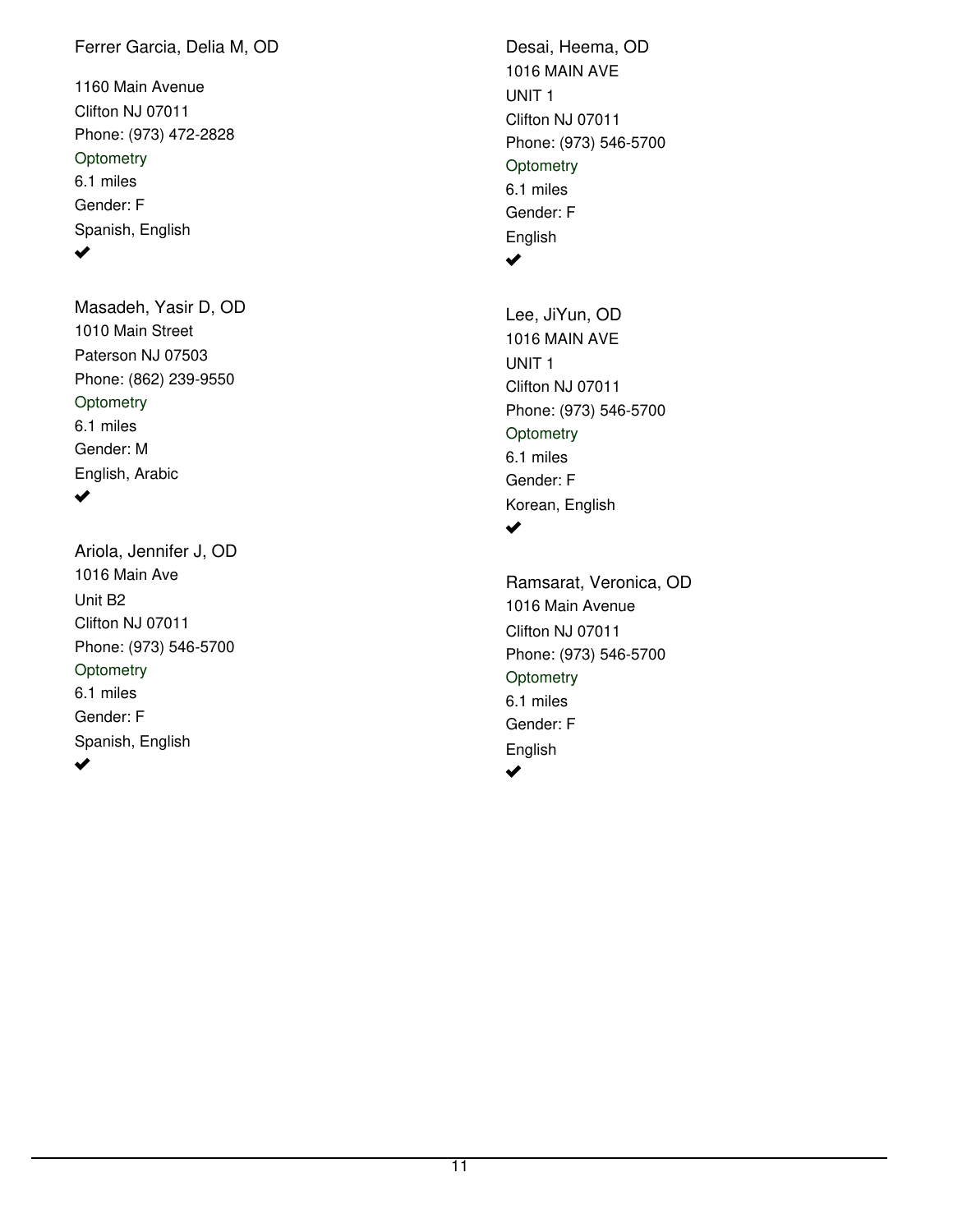Ferrer Garcia, Delia M, OD

1160 Main Avenue
Clifton NJ 07011
Phone: (973) 472-2828
Optometry
6.1 miles
Gender: F
Spanish, English
✔

Masadeh, Yasir D, OD
1010 Main Street
Paterson NJ 07503
Phone: (862) 239-9550
Optometry
6.1 miles
Gender: M
English, Arabic
✔

Ariola, Jennifer J, OD
1016 Main Ave
Unit B2
Clifton NJ 07011
Phone: (973) 546-5700
Optometry
6.1 miles
Gender: F
Spanish, English
✔

Desai, Heema, OD
1016 MAIN AVE
UNIT 1
Clifton NJ 07011
Phone: (973) 546-5700
Optometry
6.1 miles
Gender: F
English
✔

Lee, JiYun, OD
1016 MAIN AVE
UNIT 1
Clifton NJ 07011
Phone: (973) 546-5700
Optometry
6.1 miles
Gender: F
Korean, English
✔

Ramsarat, Veronica, OD
1016 Main Avenue
Clifton NJ 07011
Phone: (973) 546-5700
Optometry
6.1 miles
Gender: F
English
✔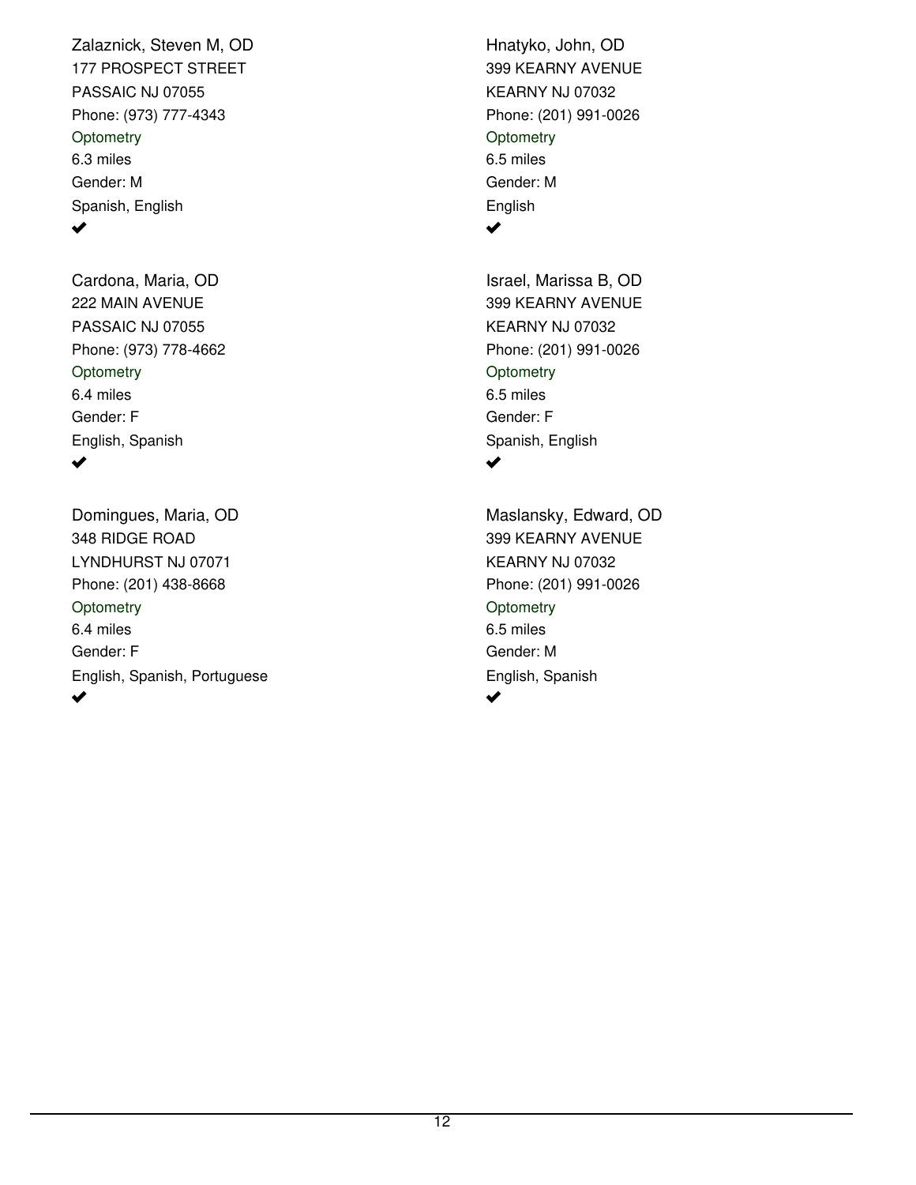Zalaznick, Steven M, OD
177 PROSPECT STREET
PASSAIC NJ 07055
Phone: (973) 777-4343
Optometry
6.3 miles
Gender: M
Spanish, English
✔

Cardona, Maria, OD
222 MAIN AVENUE
PASSAIC NJ 07055
Phone: (973) 778-4662
Optometry
6.4 miles
Gender: F
English, Spanish
✔

Domingues, Maria, OD
348 RIDGE ROAD
LYNDHURST NJ 07071
Phone: (201) 438-8668
Optometry
6.4 miles
Gender: F
English, Spanish, Portuguese
✔

Hnatyko, John, OD
399 KEARNY AVENUE
KEARNY NJ 07032
Phone: (201) 991-0026
Optometry
6.5 miles
Gender: M
English
✔

Israel, Marissa B, OD
399 KEARNY AVENUE
KEARNY NJ 07032
Phone: (201) 991-0026
Optometry
6.5 miles
Gender: F
Spanish, English
✔

Maslansky, Edward, OD
399 KEARNY AVENUE
KEARNY NJ 07032
Phone: (201) 991-0026
Optometry
6.5 miles
Gender: M
English, Spanish
✔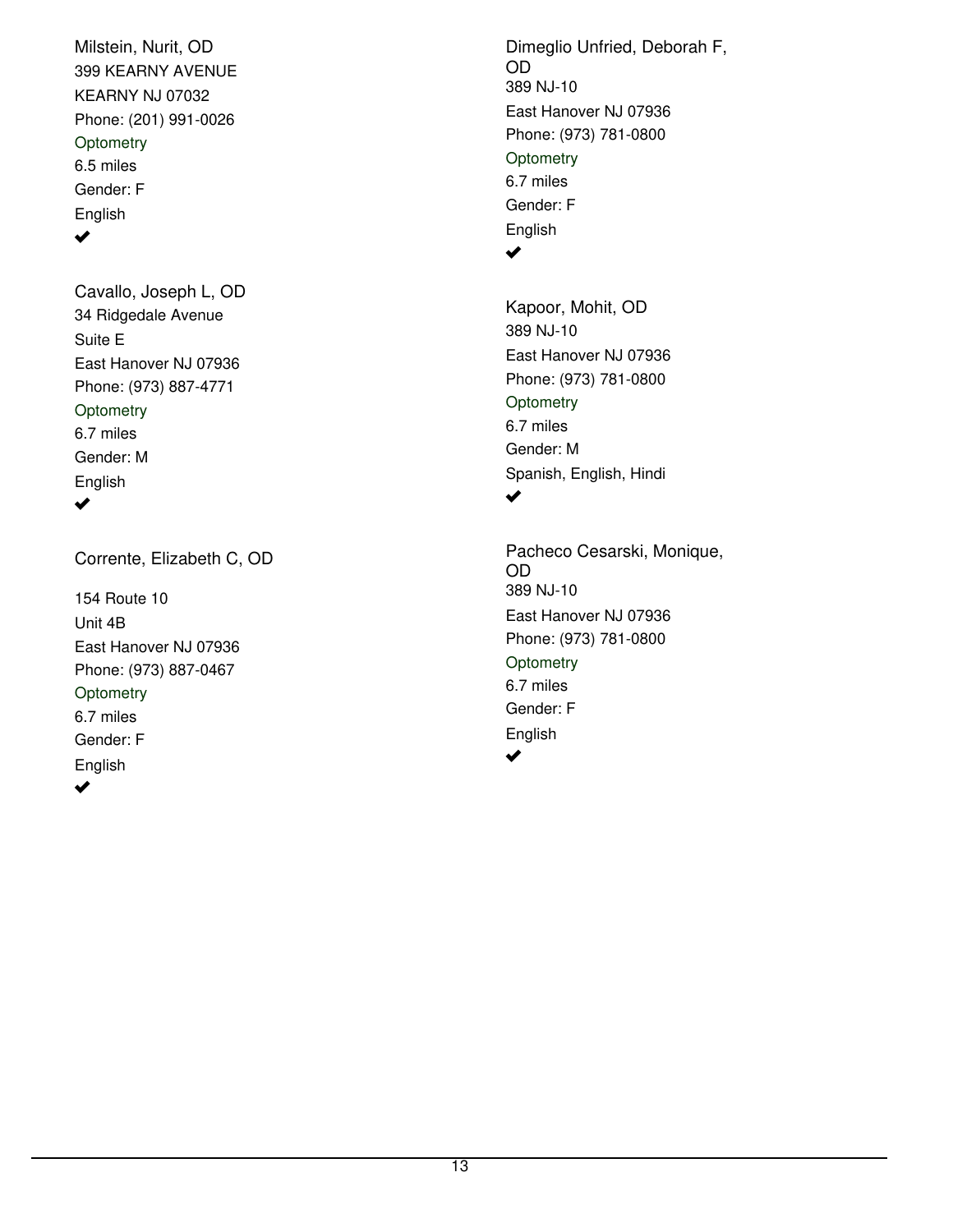Milstein, Nurit, OD
399 KEARNY AVENUE
KEARNY NJ 07032
Phone: (201) 991-0026
Optometry
6.5 miles
Gender: F
English
✔

Cavallo, Joseph L, OD
34 Ridgedale Avenue
Suite E
East Hanover NJ 07936
Phone: (973) 887-4771
Optometry
6.7 miles
Gender: M
English
✔

Corrente, Elizabeth C, OD

154 Route 10
Unit 4B
East Hanover NJ 07936
Phone: (973) 887-0467
Optometry
6.7 miles
Gender: F
English
✔

Dimeglio Unfried, Deborah F, OD
389 NJ-10
East Hanover NJ 07936
Phone: (973) 781-0800
Optometry
6.7 miles
Gender: F
English
✔

Kapoor, Mohit, OD
389 NJ-10
East Hanover NJ 07936
Phone: (973) 781-0800
Optometry
6.7 miles
Gender: M
Spanish, English, Hindi
✔

Pacheco Cesarski, Monique, OD
389 NJ-10
East Hanover NJ 07936
Phone: (973) 781-0800
Optometry
6.7 miles
Gender: F
English
✔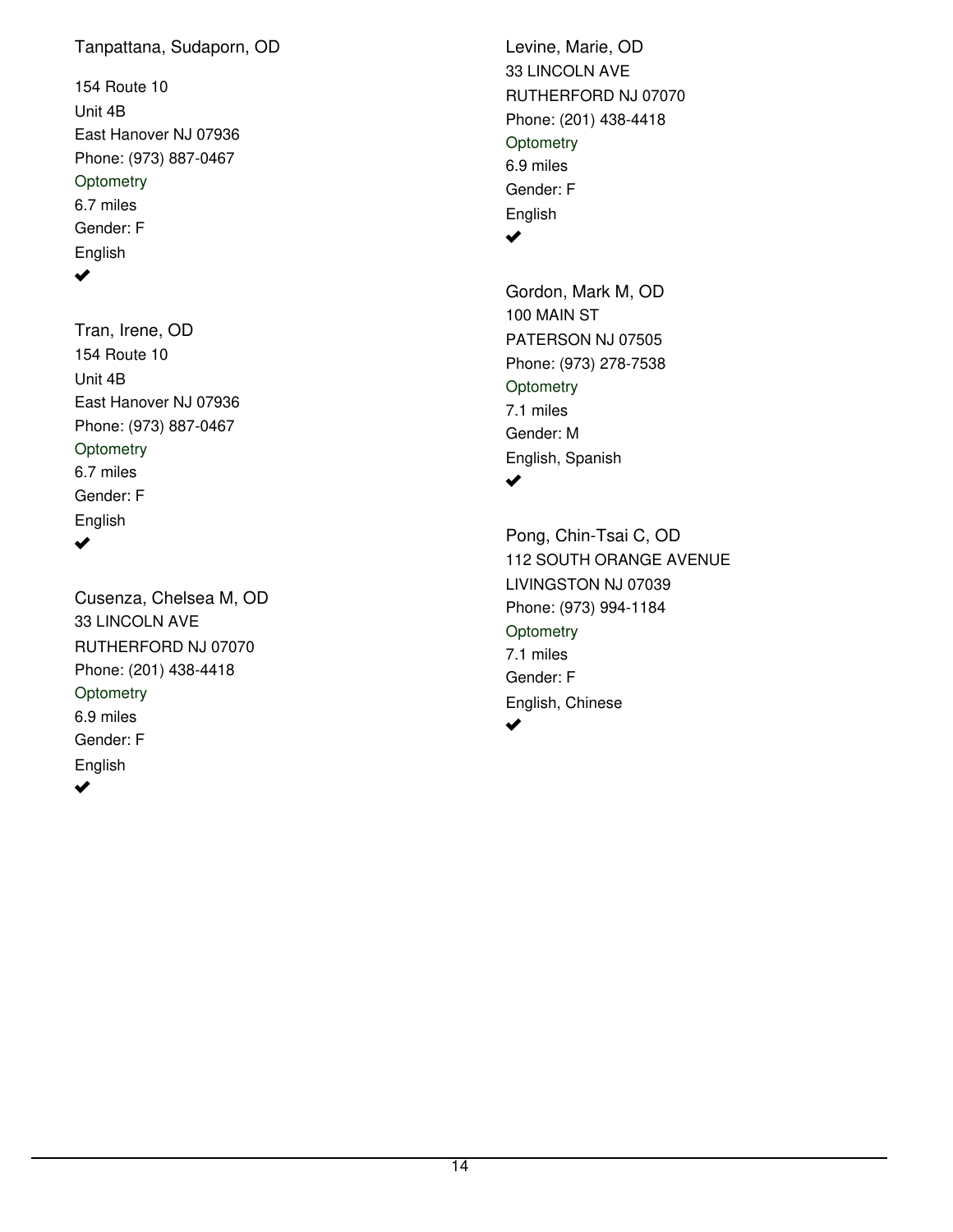Tanpattana, Sudaporn, OD

154 Route 10
Unit 4B
East Hanover NJ 07936
Phone: (973) 887-0467
Optometry
6.7 miles
Gender: F
English
✔

Tran, Irene, OD
154 Route 10
Unit 4B
East Hanover NJ 07936
Phone: (973) 887-0467
Optometry
6.7 miles
Gender: F
English
✔

Cusenza, Chelsea M, OD
33 LINCOLN AVE
RUTHERFORD NJ 07070
Phone: (201) 438-4418
Optometry
6.9 miles
Gender: F
English
✔

Levine, Marie, OD
33 LINCOLN AVE
RUTHERFORD NJ 07070
Phone: (201) 438-4418
Optometry
6.9 miles
Gender: F
English
✔

Gordon, Mark M, OD
100 MAIN ST
PATERSON NJ 07505
Phone: (973) 278-7538
Optometry
7.1 miles
Gender: M
English, Spanish
✔

Pong, Chin-Tsai C, OD
112 SOUTH ORANGE AVENUE
LIVINGSTON NJ 07039
Phone: (973) 994-1184
Optometry
7.1 miles
Gender: F
English, Chinese
✔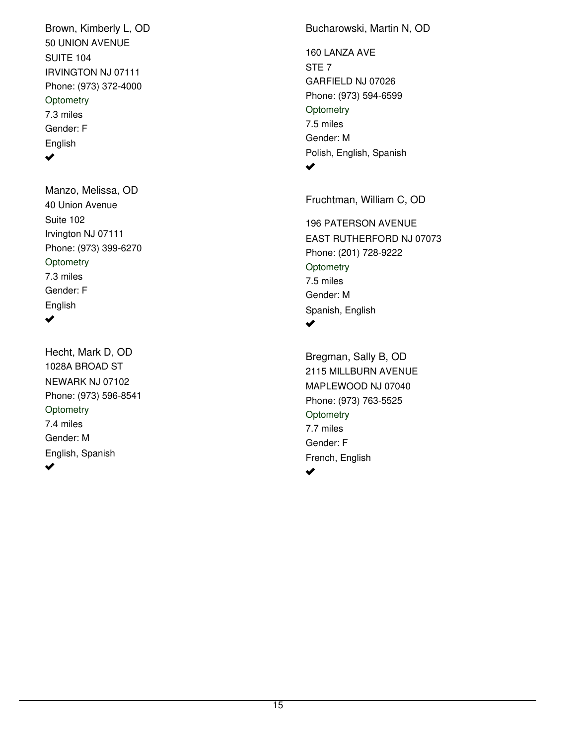Brown, Kimberly L, OD
50 UNION AVENUE
SUITE 104
IRVINGTON NJ 07111
Phone: (973) 372-4000
Optometry
7.3 miles
Gender: F
English
✔

Manzo, Melissa, OD
40 Union Avenue
Suite 102
Irvington NJ 07111
Phone: (973) 399-6270
Optometry
7.3 miles
Gender: F
English
✔

Hecht, Mark D, OD
1028A BROAD ST
NEWARK NJ 07102
Phone: (973) 596-8541
Optometry
7.4 miles
Gender: M
English, Spanish
✔

Bucharowski, Martin N, OD
160 LANZA AVE
STE 7
GARFIELD NJ 07026
Phone: (973) 594-6599
Optometry
7.5 miles
Gender: M
Polish, English, Spanish
✔

Fruchtman, William C, OD
196 PATERSON AVENUE
EAST RUTHERFORD NJ 07073
Phone: (201) 728-9222
Optometry
7.5 miles
Gender: M
Spanish, English
✔

Bregman, Sally B, OD
2115 MILLBURN AVENUE
MAPLEWOOD NJ 07040
Phone: (973) 763-5525
Optometry
7.7 miles
Gender: F
French, English
✔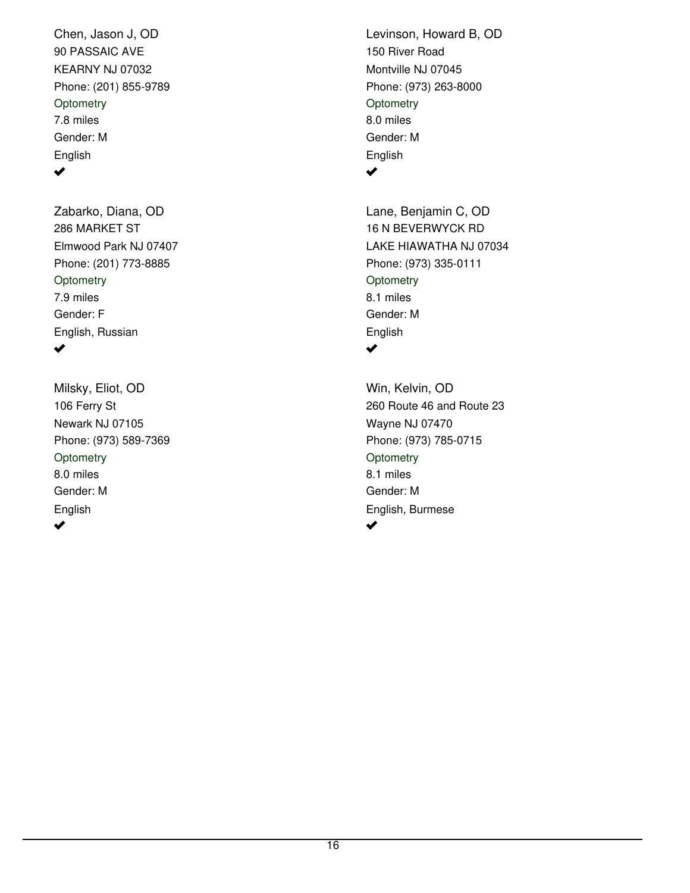Chen, Jason J, OD
90 PASSAIC AVE
KEARNY NJ 07032
Phone: (201) 855-9789
Optometry
7.8 miles
Gender: M
English
✔

Zabarko, Diana, OD
286 MARKET ST
Elmwood Park NJ 07407
Phone: (201) 773-8885
Optometry
7.9 miles
Gender: F
English, Russian
✔

Milsky, Eliot, OD
106 Ferry St
Newark NJ 07105
Phone: (973) 589-7369
Optometry
8.0 miles
Gender: M
English
✔

Levinson, Howard B, OD
150 River Road
Montville NJ 07045
Phone: (973) 263-8000
Optometry
8.0 miles
Gender: M
English
✔

Lane, Benjamin C, OD
16 N BEVERWYCK RD
LAKE HIAWATHA NJ 07034
Phone: (973) 335-0111
Optometry
8.1 miles
Gender: M
English
✔

Win, Kelvin, OD
260 Route 46 and Route 23
Wayne NJ 07470
Phone: (973) 785-0715
Optometry
8.1 miles
Gender: M
English, Burmese
✔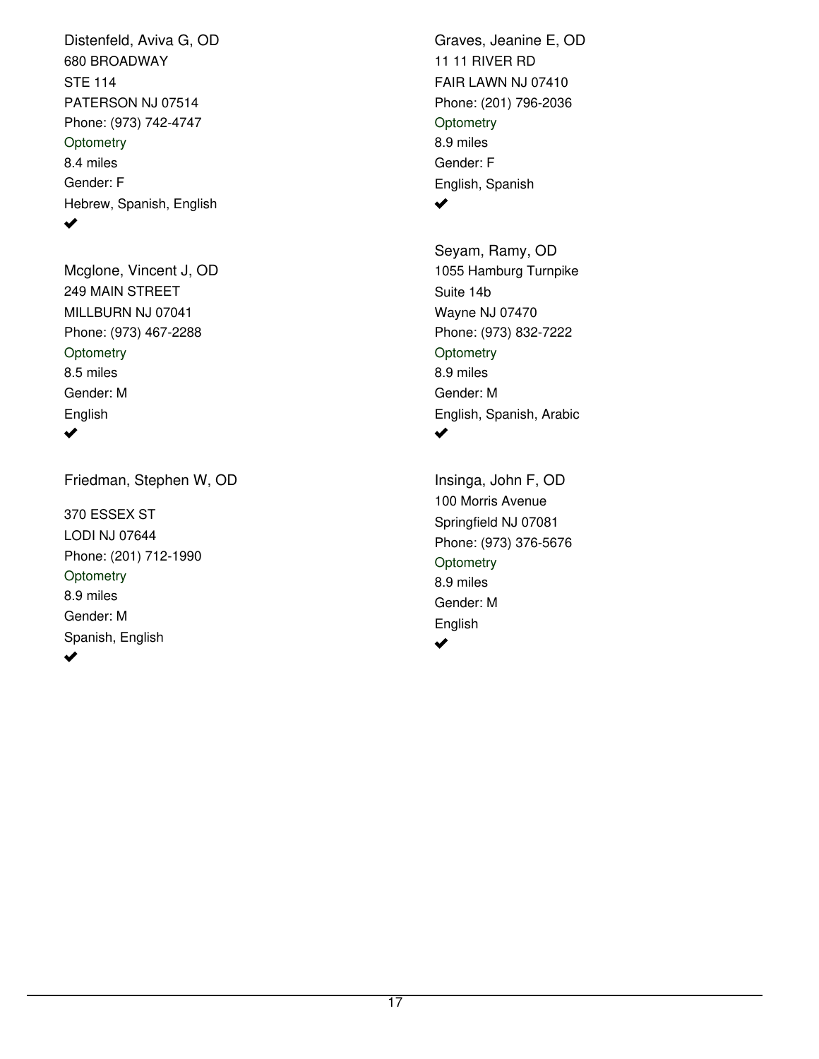Distenfeld, Aviva G, OD
680 BROADWAY
STE 114
PATERSON NJ 07514
Phone: (973) 742-4747
Optometry
8.4 miles
Gender: F
Hebrew, Spanish, English
✔

Mcglone, Vincent J, OD
249 MAIN STREET
MILLBURN NJ 07041
Phone: (973) 467-2288
Optometry
8.5 miles
Gender: M
English
✔

Friedman, Stephen W, OD

370 ESSEX ST
LODI NJ 07644
Phone: (201) 712-1990
Optometry
8.9 miles
Gender: M
Spanish, English
✔

Graves, Jeanine E, OD
11 11 RIVER RD
FAIR LAWN NJ 07410
Phone: (201) 796-2036
Optometry
8.9 miles
Gender: F
English, Spanish
✔

Seyam, Ramy, OD
1055 Hamburg Turnpike
Suite 14b
Wayne NJ 07470
Phone: (973) 832-7222
Optometry
8.9 miles
Gender: M
English, Spanish, Arabic
✔

Insinga, John F, OD
100 Morris Avenue
Springfield NJ 07081
Phone: (973) 376-5676
Optometry
8.9 miles
Gender: M
English
✔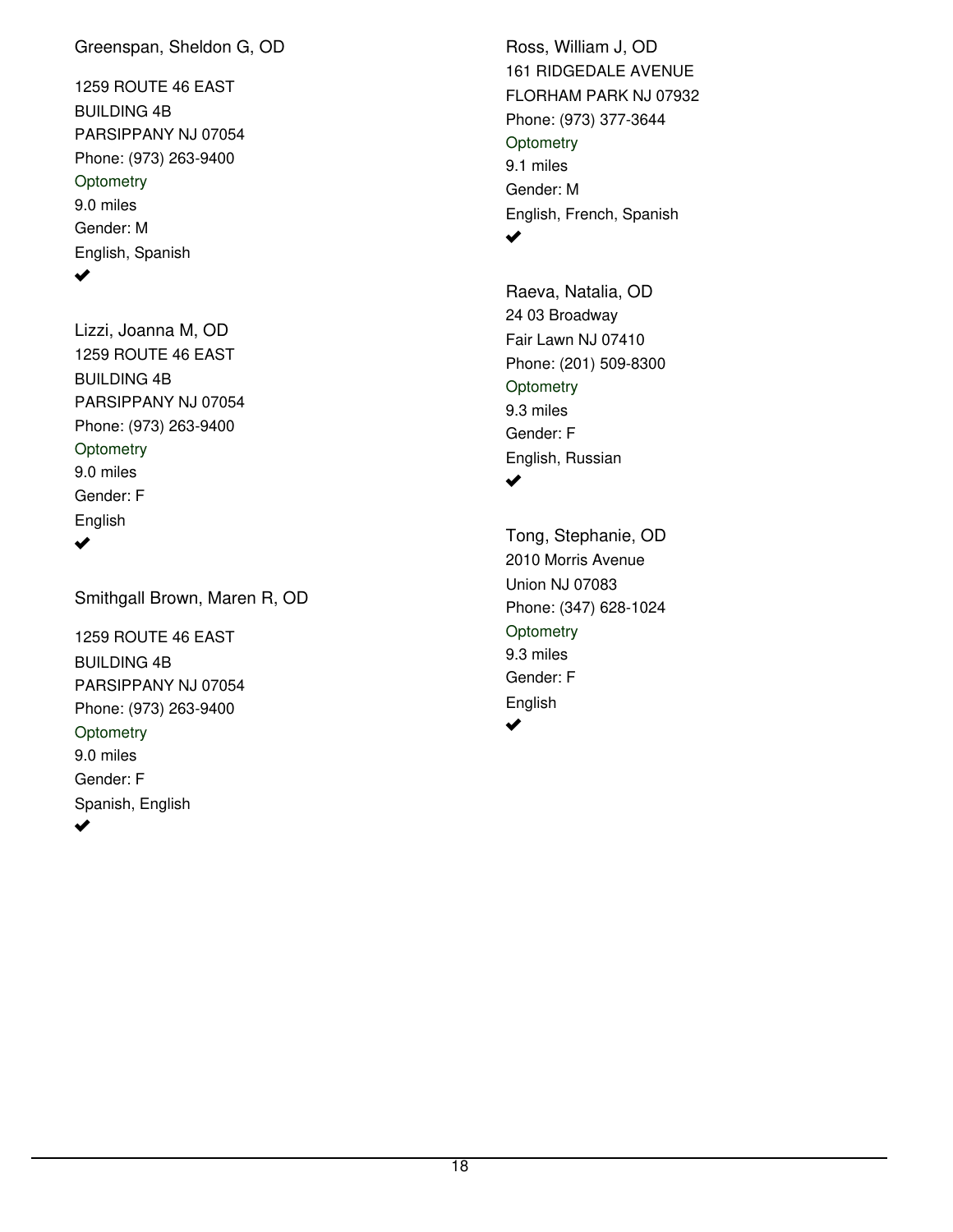Greenspan, Sheldon G, OD

1259 ROUTE 46 EAST
BUILDING 4B
PARSIPPANY NJ 07054
Phone: (973) 263-9400
Optometry
9.0 miles
Gender: M
English, Spanish
✔

Lizzi, Joanna M, OD
1259 ROUTE 46 EAST
BUILDING 4B
PARSIPPANY NJ 07054
Phone: (973) 263-9400
Optometry
9.0 miles
Gender: F
English
✔

Smithgall Brown, Maren R, OD

1259 ROUTE 46 EAST
BUILDING 4B
PARSIPPANY NJ 07054
Phone: (973) 263-9400
Optometry
9.0 miles
Gender: F
Spanish, English
✔

Ross, William J, OD
161 RIDGEDALE AVENUE
FLORHAM PARK NJ 07932
Phone: (973) 377-3644
Optometry
9.1 miles
Gender: M
English, French, Spanish
✔

Raeva, Natalia, OD
24 03 Broadway
Fair Lawn NJ 07410
Phone: (201) 509-8300
Optometry
9.3 miles
Gender: F
English, Russian
✔

Tong, Stephanie, OD
2010 Morris Avenue
Union NJ 07083
Phone: (347) 628-1024
Optometry
9.3 miles
Gender: F
English
✔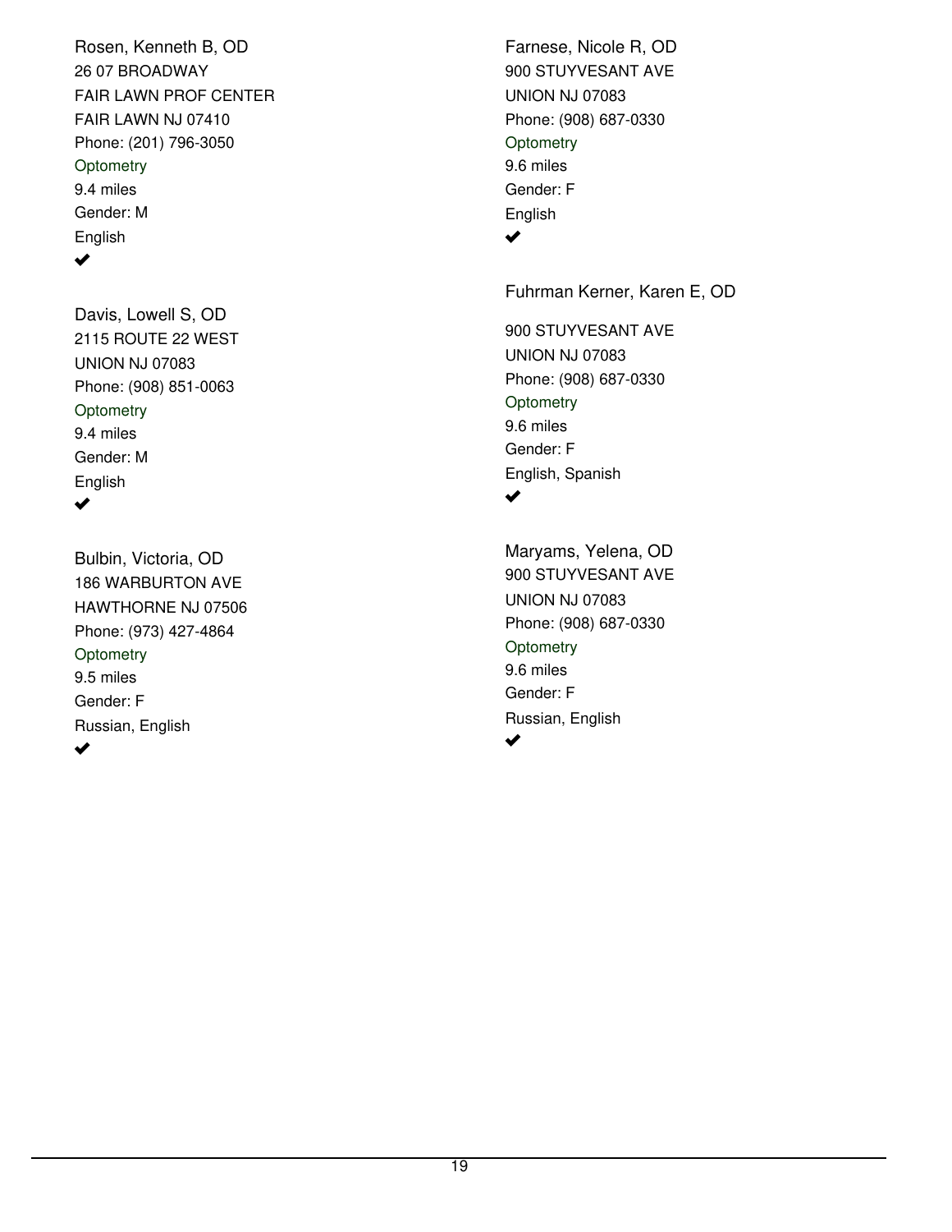Rosen, Kenneth B, OD
26 07 BROADWAY
FAIR LAWN PROF CENTER
FAIR LAWN NJ 07410
Phone: (201) 796-3050
Optometry
9.4 miles
Gender: M
English
✔

Davis, Lowell S, OD
2115 ROUTE 22 WEST
UNION NJ 07083
Phone: (908) 851-0063
Optometry
9.4 miles
Gender: M
English
✔

Bulbin, Victoria, OD
186 WARBURTON AVE
HAWTHORNE NJ 07506
Phone: (973) 427-4864
Optometry
9.5 miles
Gender: F
Russian, English
✔

Farnese, Nicole R, OD
900 STUYVESANT AVE
UNION NJ 07083
Phone: (908) 687-0330
Optometry
9.6 miles
Gender: F
English
✔

Fuhrman Kerner, Karen E, OD
900 STUYVESANT AVE
UNION NJ 07083
Phone: (908) 687-0330
Optometry
9.6 miles
Gender: F
English, Spanish
✔

Maryams, Yelena, OD
900 STUYVESANT AVE
UNION NJ 07083
Phone: (908) 687-0330
Optometry
9.6 miles
Gender: F
Russian, English
✔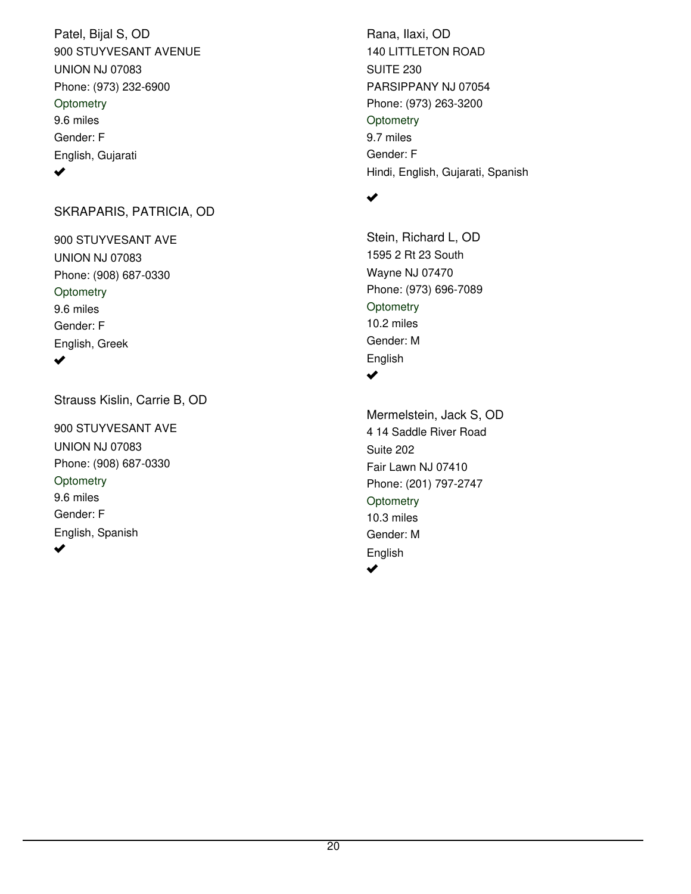Patel, Bijal S, OD
900 STUYVESANT AVENUE
UNION NJ 07083
Phone: (973) 232-6900
Optometry
9.6 miles
Gender: F
English, Gujarati
✔

SKRAPARIS, PATRICIA, OD

900 STUYVESANT AVE
UNION NJ 07083
Phone: (908) 687-0330
Optometry
9.6 miles
Gender: F
English, Greek
✔

Strauss Kislin, Carrie B, OD

900 STUYVESANT AVE
UNION NJ 07083
Phone: (908) 687-0330
Optometry
9.6 miles
Gender: F
English, Spanish
✔

Rana, Ilaxi, OD
140 LITTLETON ROAD
SUITE 230
PARSIPPANY NJ 07054
Phone: (973) 263-3200
Optometry
9.7 miles
Gender: F
Hindi, English, Gujarati, Spanish

✔

Stein, Richard L, OD
1595 2 Rt 23 South
Wayne NJ 07470
Phone: (973) 696-7089
Optometry
10.2 miles
Gender: M
English
✔

Mermelstein, Jack S, OD
4 14 Saddle River Road
Suite 202
Fair Lawn NJ 07410
Phone: (201) 797-2747
Optometry
10.3 miles
Gender: M
English
✔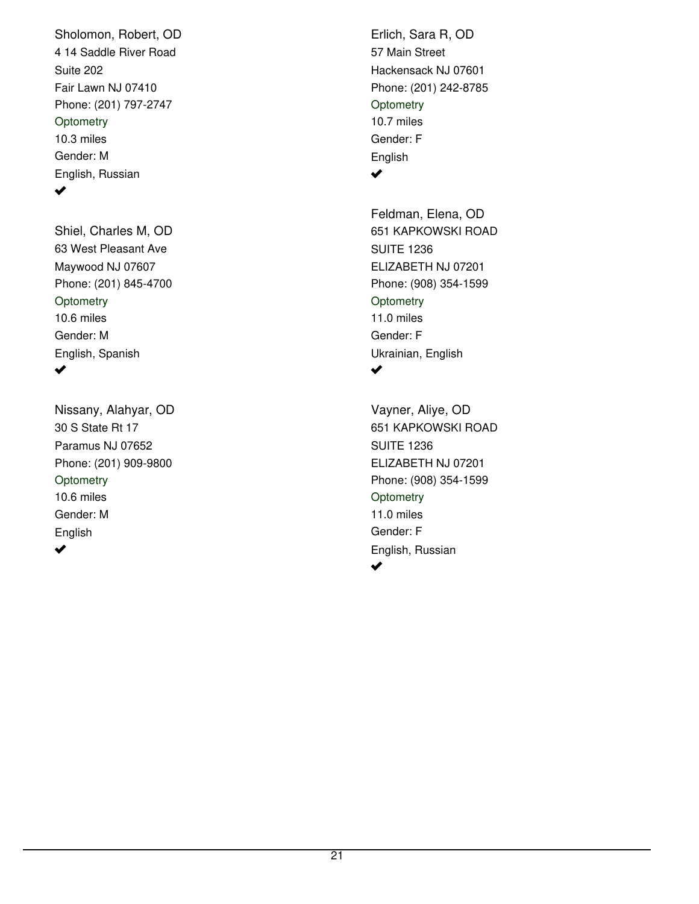Sholomon, Robert, OD
4 14 Saddle River Road
Suite 202
Fair Lawn NJ 07410
Phone: (201) 797-2747
Optometry
10.3 miles
Gender: M
English, Russian
✔

Shiel, Charles M, OD
63 West Pleasant Ave
Maywood NJ 07607
Phone: (201) 845-4700
Optometry
10.6 miles
Gender: M
English, Spanish
✔

Nissany, Alahyar, OD
30 S State Rt 17
Paramus NJ 07652
Phone: (201) 909-9800
Optometry
10.6 miles
Gender: M
English
✔

Erlich, Sara R, OD
57 Main Street
Hackensack NJ 07601
Phone: (201) 242-8785
Optometry
10.7 miles
Gender: F
English
✔

Feldman, Elena, OD
651 KAPKOWSKI ROAD
SUITE 1236
ELIZABETH NJ 07201
Phone: (908) 354-1599
Optometry
11.0 miles
Gender: F
Ukrainian, English
✔

Vayner, Aliye, OD
651 KAPKOWSKI ROAD
SUITE 1236
ELIZABETH NJ 07201
Phone: (908) 354-1599
Optometry
11.0 miles
Gender: F
English, Russian
✔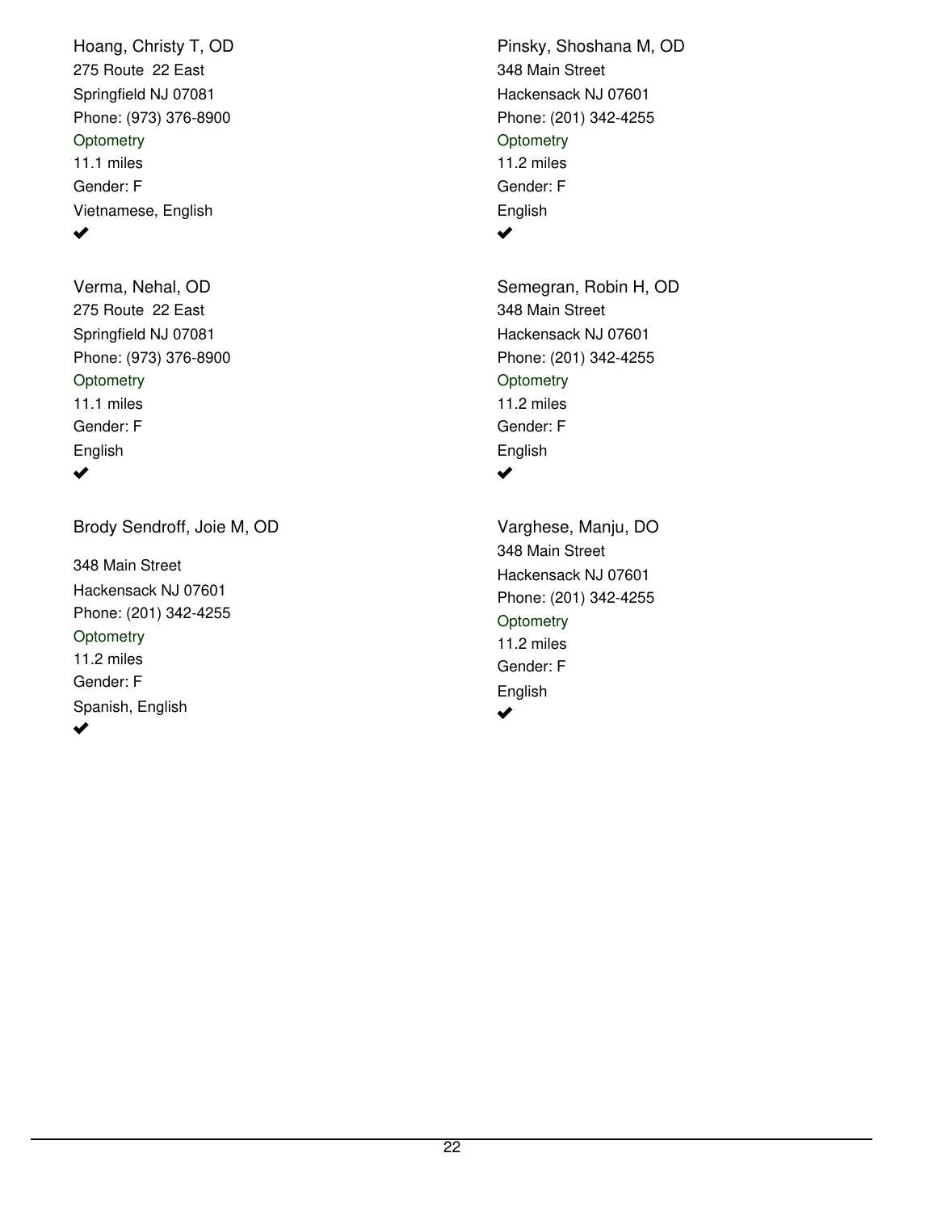Hoang, Christy T, OD
275 Route 22 East
Springfield NJ 07081
Phone: (973) 376-8900
Optometry
11.1 miles
Gender: F
Vietnamese, English
✔

Verma, Nehal, OD
275 Route 22 East
Springfield NJ 07081
Phone: (973) 376-8900
Optometry
11.1 miles
Gender: F
English
✔

Brody Sendroff, Joie M, OD

348 Main Street
Hackensack NJ 07601
Phone: (201) 342-4255
Optometry
11.2 miles
Gender: F
Spanish, English
✔

Pinsky, Shoshana M, OD
348 Main Street
Hackensack NJ 07601
Phone: (201) 342-4255
Optometry
11.2 miles
Gender: F
English
✔

Semegran, Robin H, OD
348 Main Street
Hackensack NJ 07601
Phone: (201) 342-4255
Optometry
11.2 miles
Gender: F
English
✔

Varghese, Manju, DO
348 Main Street
Hackensack NJ 07601
Phone: (201) 342-4255
Optometry
11.2 miles
Gender: F
English
✔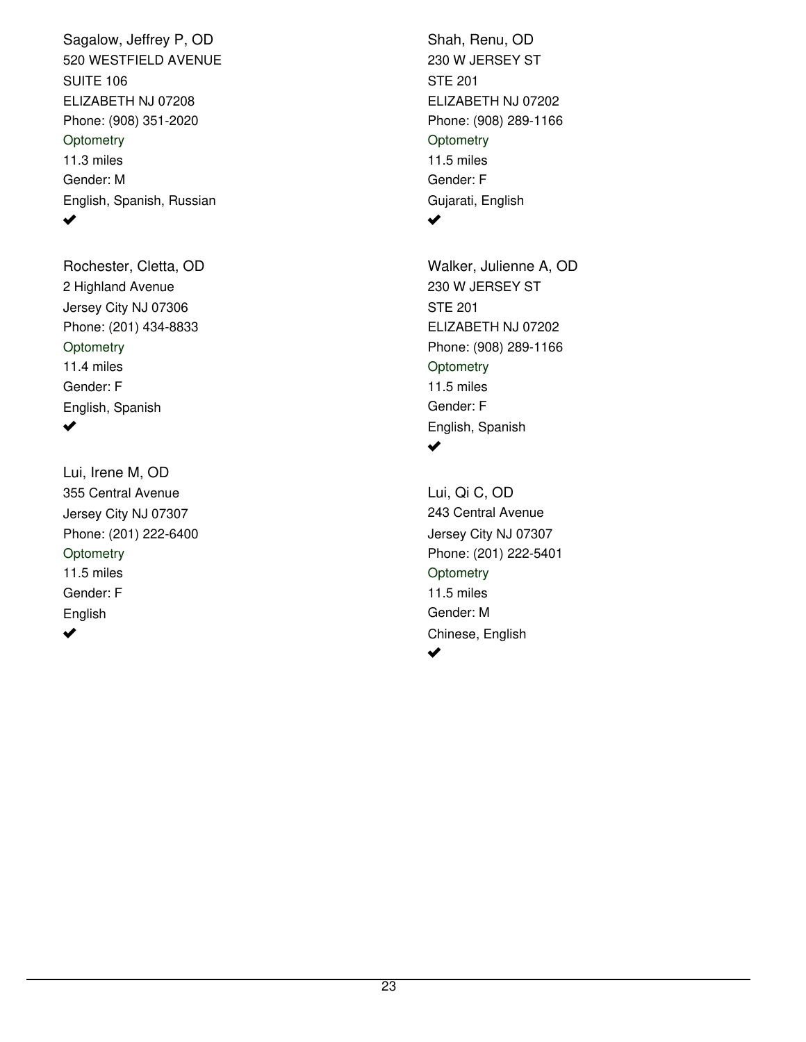Sagalow, Jeffrey P, OD
520 WESTFIELD AVENUE
SUITE 106
ELIZABETH NJ 07208
Phone: (908) 351-2020
Optometry
11.3 miles
Gender: M
English, Spanish, Russian
✔

Rochester, Cletta, OD
2 Highland Avenue
Jersey City NJ 07306
Phone: (201) 434-8833
Optometry
11.4 miles
Gender: F
English, Spanish
✔

Lui, Irene M, OD
355 Central Avenue
Jersey City NJ 07307
Phone: (201) 222-6400
Optometry
11.5 miles
Gender: F
English
✔

Shah, Renu, OD
230 W JERSEY ST
STE 201
ELIZABETH NJ 07202
Phone: (908) 289-1166
Optometry
11.5 miles
Gender: F
Gujarati, English
✔

Walker, Julienne A, OD
230 W JERSEY ST
STE 201
ELIZABETH NJ 07202
Phone: (908) 289-1166
Optometry
11.5 miles
Gender: F
English, Spanish
✔

Lui, Qi C, OD
243 Central Avenue
Jersey City NJ 07307
Phone: (201) 222-5401
Optometry
11.5 miles
Gender: M
Chinese, English
✔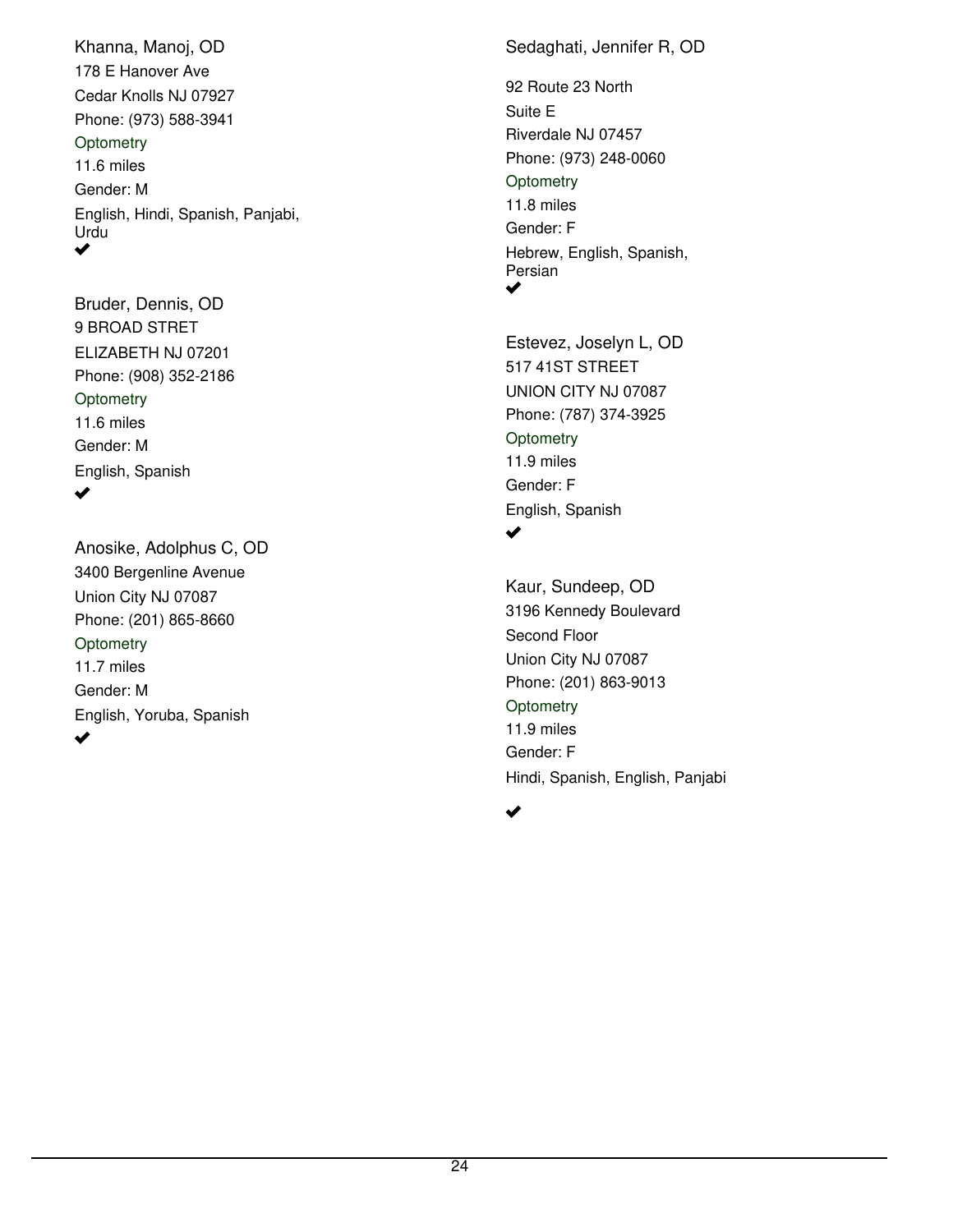Khanna, Manoj, OD
178 E Hanover Ave
Cedar Knolls NJ 07927
Phone: (973) 588-3941
Optometry
11.6 miles
Gender: M
English, Hindi, Spanish, Panjabi, Urdu
✔

Bruder, Dennis, OD
9 BROAD STREET
ELIZABETH NJ 07201
Phone: (908) 352-2186
Optometry
11.6 miles
Gender: M
English, Spanish
✔

Anosike, Adolphus C, OD
3400 Bergenline Avenue
Union City NJ 07087
Phone: (201) 865-8660
Optometry
11.7 miles
Gender: M
English, Yoruba, Spanish
✔

Sedaghati, Jennifer R, OD
92 Route 23 North
Suite E
Riverdale NJ 07457
Phone: (973) 248-0060
Optometry
11.8 miles
Gender: F
Hebrew, English, Spanish, Persian
✔

Estevez, Joselyn L, OD
517 41ST STREET
UNION CITY NJ 07087
Phone: (787) 374-3925
Optometry
11.9 miles
Gender: F
English, Spanish
✔

Kaur, Sundeep, OD
3196 Kennedy Boulevard
Second Floor
Union City NJ 07087
Phone: (201) 863-9013
Optometry
11.9 miles
Gender: F
Hindi, Spanish, English, Panjabi
✔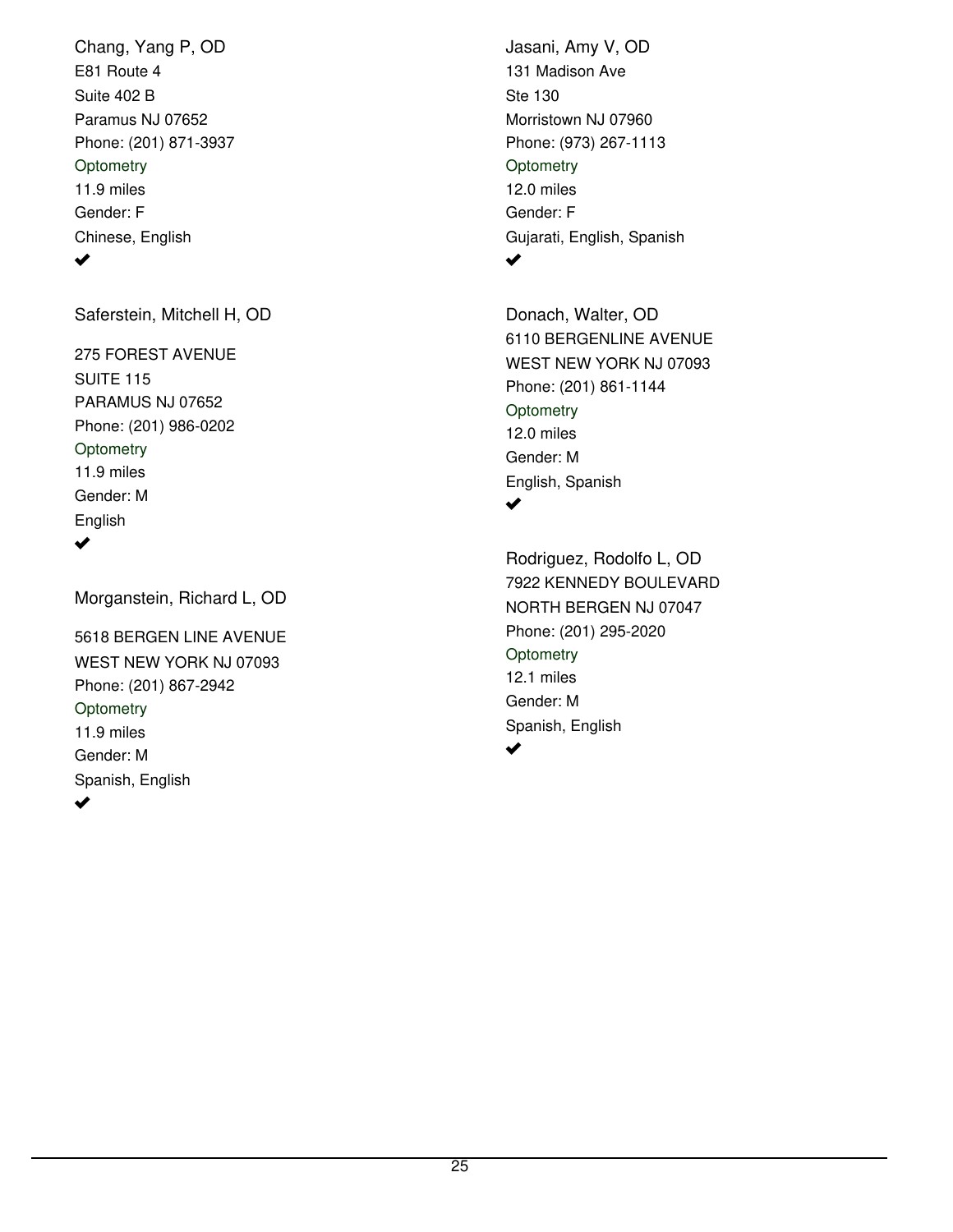Chang, Yang P, OD
E81 Route 4
Suite 402 B
Paramus NJ 07652
Phone: (201) 871-3937
Optometry
11.9 miles
Gender: F
Chinese, English
✔

Saferstein, Mitchell H, OD

275 FOREST AVENUE
SUITE 115
PARAMUS NJ 07652
Phone: (201) 986-0202
Optometry
11.9 miles
Gender: M
English
✔

Morganstein, Richard L, OD

5618 BERGEN LINE AVENUE
WEST NEW YORK NJ 07093
Phone: (201) 867-2942
Optometry
11.9 miles
Gender: M
Spanish, English
✔

Jasani, Amy V, OD
131 Madison Ave
Ste 130
Morristown NJ 07960
Phone: (973) 267-1113
Optometry
12.0 miles
Gender: F
Gujarati, English, Spanish
✔

Donach, Walter, OD
6110 BERGENLINE AVENUE
WEST NEW YORK NJ 07093
Phone: (201) 861-1144
Optometry
12.0 miles
Gender: M
English, Spanish
✔

Rodriguez, Rodolfo L, OD
7922 KENNEDY BOULEVARD
NORTH BERGEN NJ 07047
Phone: (201) 295-2020
Optometry
12.1 miles
Gender: M
Spanish, English
✔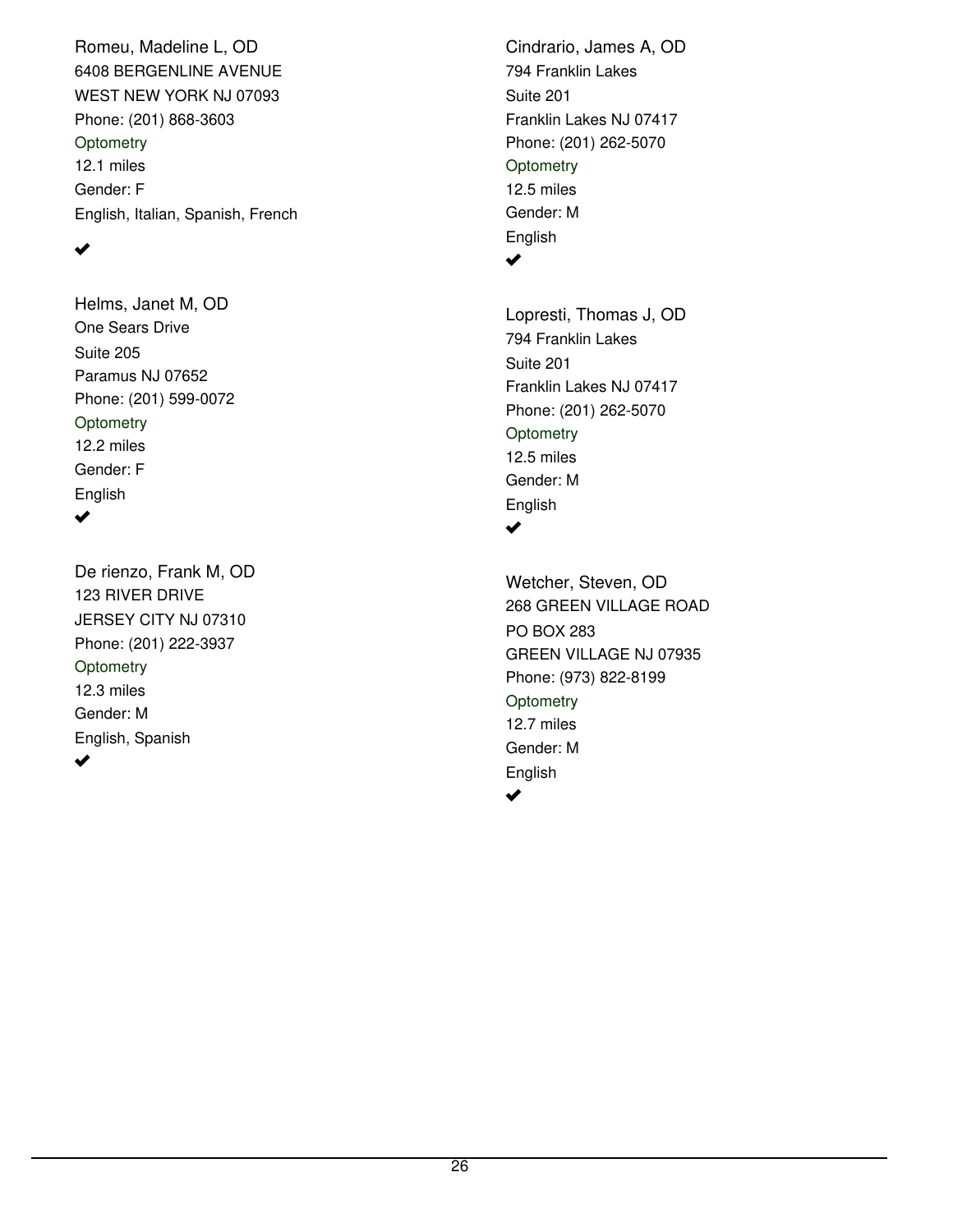Romeu, Madeline L, OD
6408 BERGENLINE AVENUE
WEST NEW YORK NJ 07093
Phone: (201) 868-3603
Optometry
12.1 miles
Gender: F
English, Italian, Spanish, French

✔

Helms, Janet M, OD
One Sears Drive
Suite 205
Paramus NJ 07652
Phone: (201) 599-0072
Optometry
12.2 miles
Gender: F
English
✔

De rienzo, Frank M, OD
123 RIVER DRIVE
JERSEY CITY NJ 07310
Phone: (201) 222-3937
Optometry
12.3 miles
Gender: M
English, Spanish
✔

Cindrario, James A, OD
794 Franklin Lakes
Suite 201
Franklin Lakes NJ 07417
Phone: (201) 262-5070
Optometry
12.5 miles
Gender: M
English
✔

Lopresti, Thomas J, OD
794 Franklin Lakes
Suite 201
Franklin Lakes NJ 07417
Phone: (201) 262-5070
Optometry
12.5 miles
Gender: M
English
✔

Wetcher, Steven, OD
268 GREEN VILLAGE ROAD
PO BOX 283
GREEN VILLAGE NJ 07935
Phone: (973) 822-8199
Optometry
12.7 miles
Gender: M
English
✔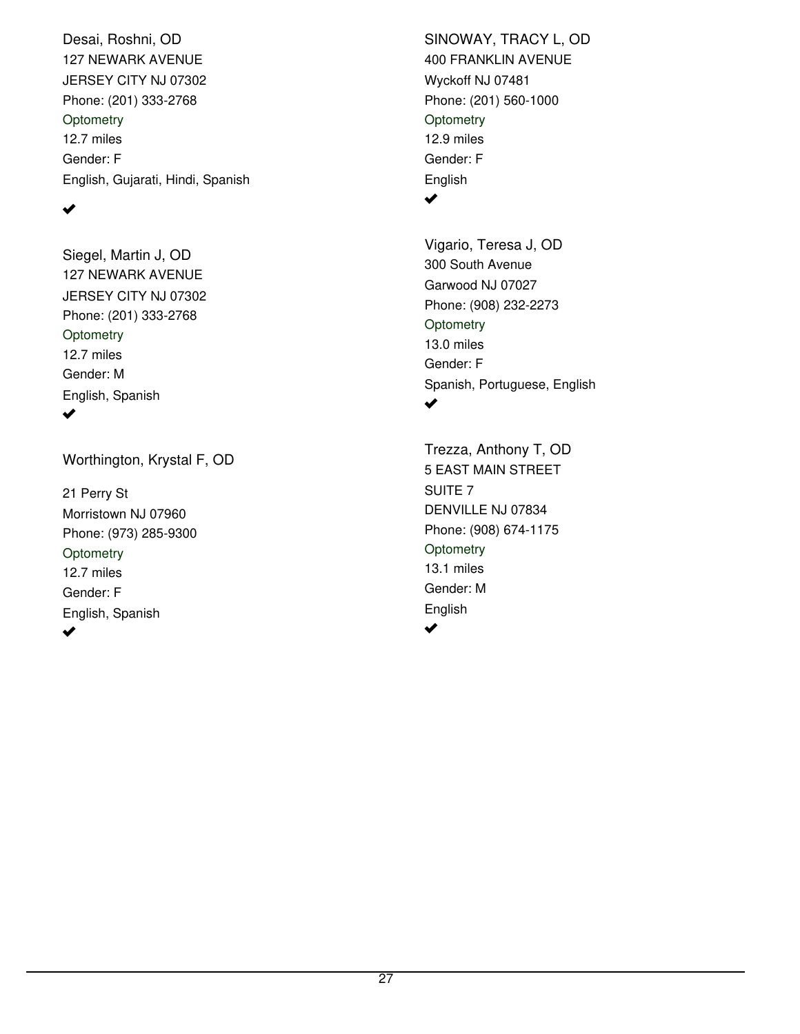Desai, Roshni, OD
127 NEWARK AVENUE
JERSEY CITY NJ 07302
Phone: (201) 333-2768
Optometry
12.7 miles
Gender: F
English, Gujarati, Hindi, Spanish
✔

Siegel, Martin J, OD
127 NEWARK AVENUE
JERSEY CITY NJ 07302
Phone: (201) 333-2768
Optometry
12.7 miles
Gender: M
English, Spanish
✔

Worthington, Krystal F, OD

21 Perry St
Morristown NJ 07960
Phone: (973) 285-9300
Optometry
12.7 miles
Gender: F
English, Spanish
✔

SINOWAY, TRACY L, OD
400 FRANKLIN AVENUE
Wyckoff NJ 07481
Phone: (201) 560-1000
Optometry
12.9 miles
Gender: F
English
✔

Vigario, Teresa J, OD
300 South Avenue
Garwood NJ 07027
Phone: (908) 232-2273
Optometry
13.0 miles
Gender: F
Spanish, Portuguese, English
✔

Trezza, Anthony T, OD
5 EAST MAIN STREET
SUITE 7
DENVILLE NJ 07834
Phone: (908) 674-1175
Optometry
13.1 miles
Gender: M
English
✔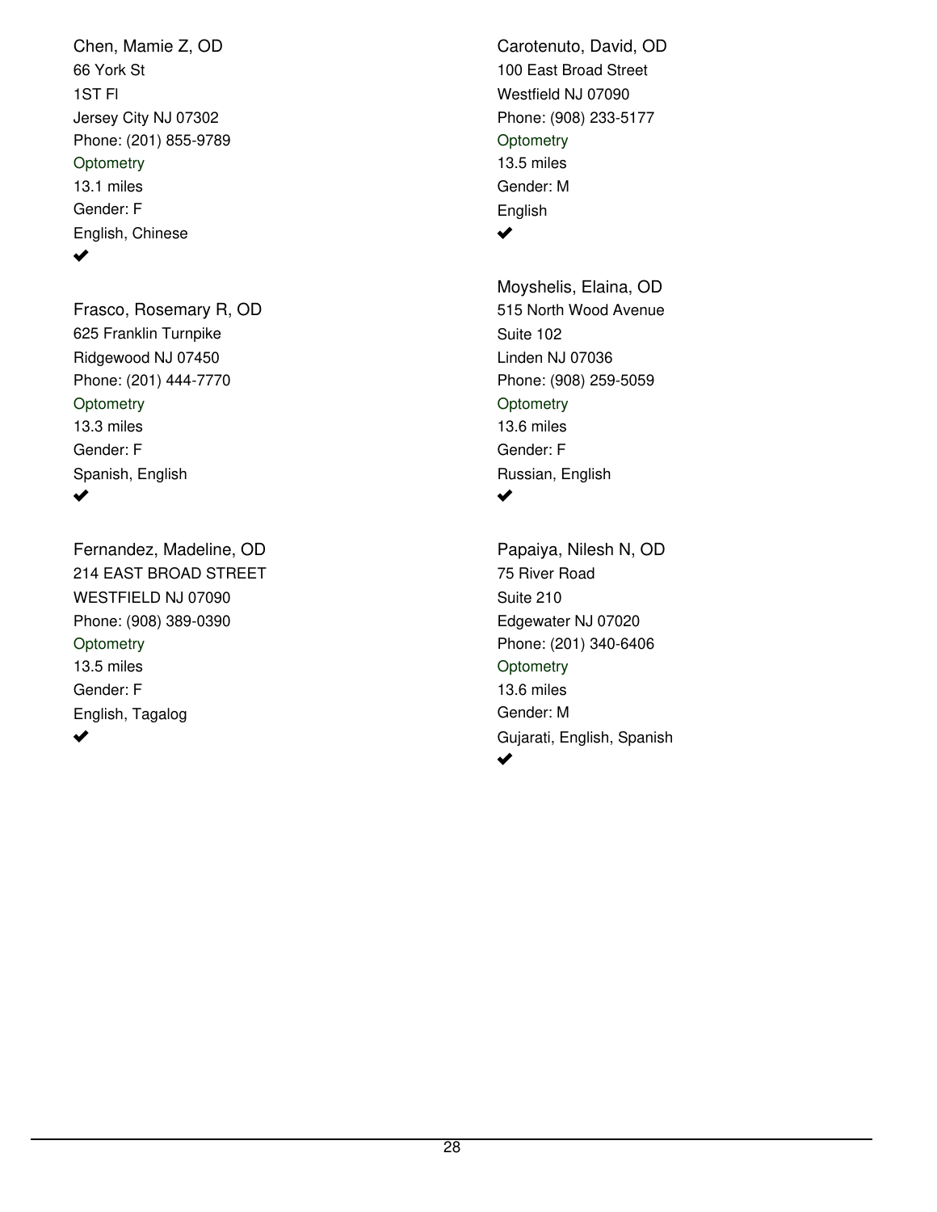Chen, Mamie Z, OD
66 York St
1ST Fl
Jersey City NJ 07302
Phone: (201) 855-9789
Optometry
13.1 miles
Gender: F
English, Chinese
✔

Frasco, Rosemary R, OD
625 Franklin Turnpike
Ridgewood NJ 07450
Phone: (201) 444-7770
Optometry
13.3 miles
Gender: F
Spanish, English
✔

Fernandez, Madeline, OD
214 EAST BROAD STREET
WESTFIELD NJ 07090
Phone: (908) 389-0390
Optometry
13.5 miles
Gender: F
English, Tagalog
✔

Carotenuto, David, OD
100 East Broad Street
Westfield NJ 07090
Phone: (908) 233-5177
Optometry
13.5 miles
Gender: M
English
✔

Moyshelis, Elaina, OD
515 North Wood Avenue
Suite 102
Linden NJ 07036
Phone: (908) 259-5059
Optometry
13.6 miles
Gender: F
Russian, English
✔

Papaiya, Nilesh N, OD
75 River Road
Suite 210
Edgewater NJ 07020
Phone: (201) 340-6406
Optometry
13.6 miles
Gender: M
Gujarati, English, Spanish
✔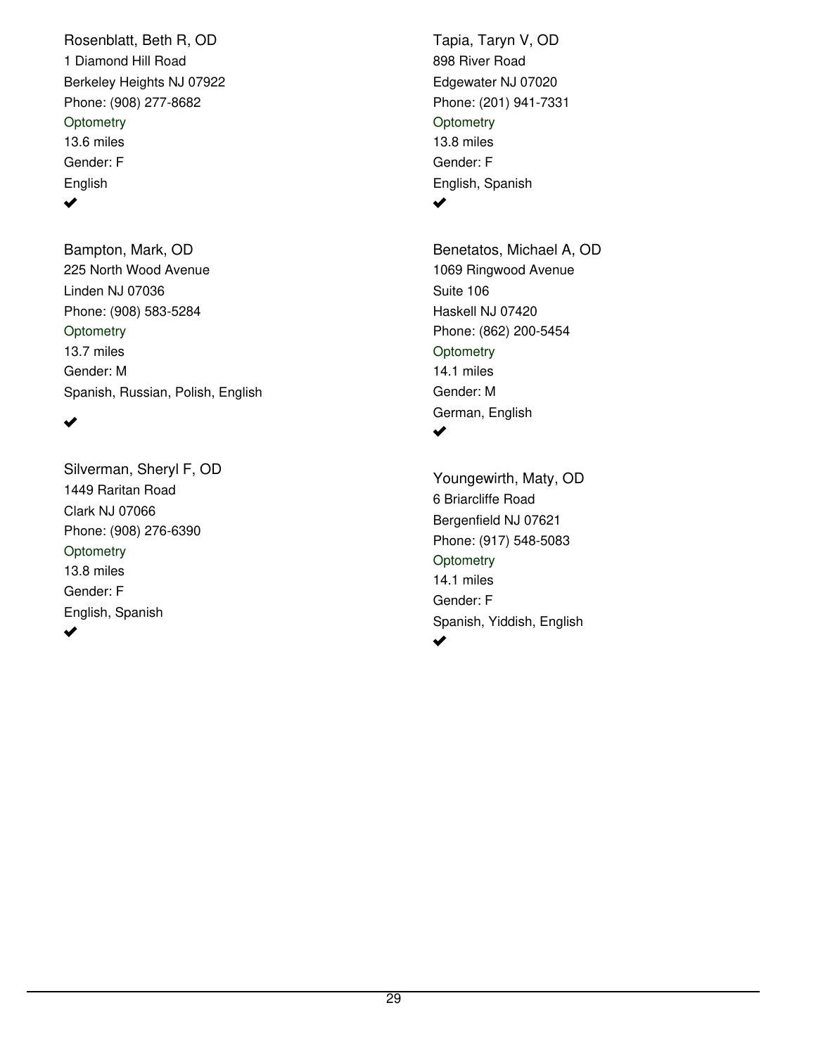Rosenblatt, Beth R, OD
1 Diamond Hill Road
Berkeley Heights NJ 07922
Phone: (908) 277-8682
Optometry
13.6 miles
Gender: F
English
✔

Bampton, Mark, OD
225 North Wood Avenue
Linden NJ 07036
Phone: (908) 583-5284
Optometry
13.7 miles
Gender: M
Spanish, Russian, Polish, English
✔

Silverman, Sheryl F, OD
1449 Raritan Road
Clark NJ 07066
Phone: (908) 276-6390
Optometry
13.8 miles
Gender: F
English, Spanish
✔

Tapia, Taryn V, OD
898 River Road
Edgewater NJ 07020
Phone: (201) 941-7331
Optometry
13.8 miles
Gender: F
English, Spanish
✔

Benetatos, Michael A, OD
1069 Ringwood Avenue
Suite 106
Haskell NJ 07420
Phone: (862) 200-5454
Optometry
14.1 miles
Gender: M
German, English
✔

Youngewirth, Maty, OD
6 Briarcliffe Road
Bergenfield NJ 07621
Phone: (917) 548-5083
Optometry
14.1 miles
Gender: F
Spanish, Yiddish, English
✔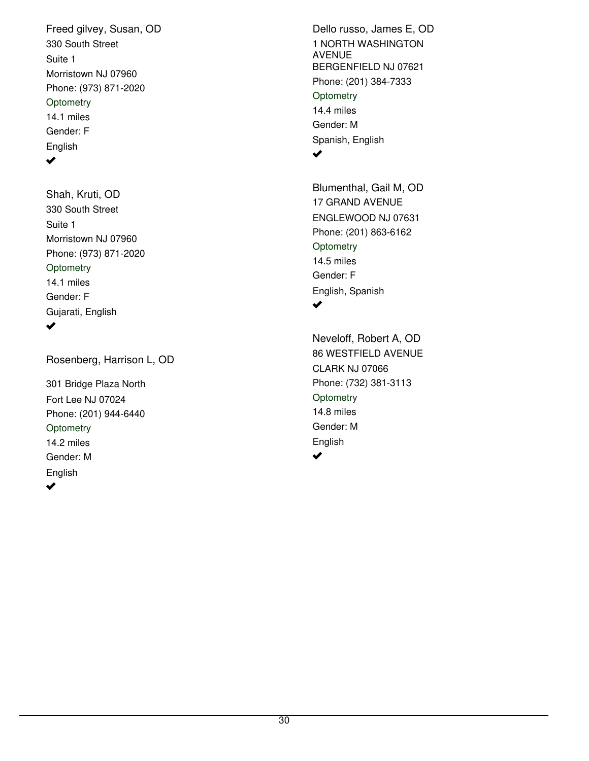Freed gilvey, Susan, OD
330 South Street
Suite 1
Morristown NJ 07960
Phone: (973) 871-2020
Optometry
14.1 miles
Gender: F
English
✔

Shah, Kruti, OD
330 South Street
Suite 1
Morristown NJ 07960
Phone: (973) 871-2020
Optometry
14.1 miles
Gender: F
Gujarati, English
✔

Rosenberg, Harrison L, OD

301 Bridge Plaza North
Fort Lee NJ 07024
Phone: (201) 944-6440
Optometry
14.2 miles
Gender: M
English
✔

Dello russo, James E, OD
1 NORTH WASHINGTON AVENUE
BERGENFIELD NJ 07621
Phone: (201) 384-7333
Optometry
14.4 miles
Gender: M
Spanish, English
✔

Blumenthal, Gail M, OD
17 GRAND AVENUE
ENGLEWOOD NJ 07631
Phone: (201) 863-6162
Optometry
14.5 miles
Gender: F
English, Spanish
✔

Neveloff, Robert A, OD
86 WESTFIELD AVENUE
CLARK NJ 07066
Phone: (732) 381-3113
Optometry
14.8 miles
Gender: M
English
✔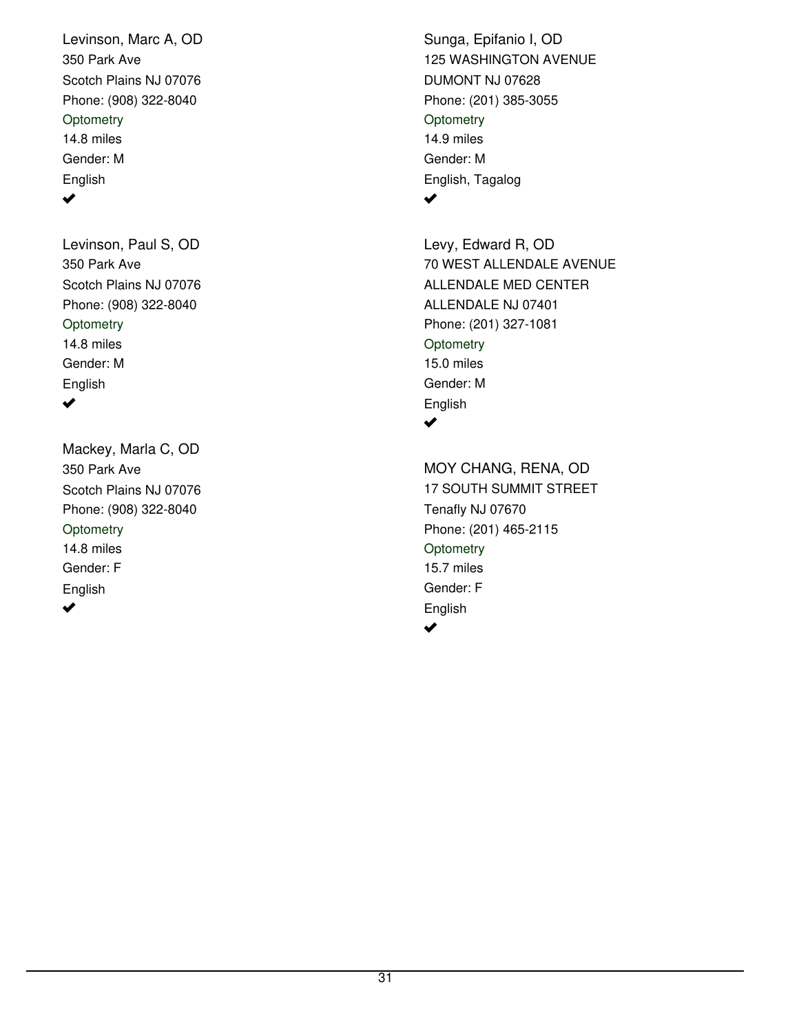Levinson, Marc A, OD
350 Park Ave
Scotch Plains NJ 07076
Phone: (908) 322-8040
Optometry
14.8 miles
Gender: M
English
✔

Levinson, Paul S, OD
350 Park Ave
Scotch Plains NJ 07076
Phone: (908) 322-8040
Optometry
14.8 miles
Gender: M
English
✔

Mackey, Marla C, OD
350 Park Ave
Scotch Plains NJ 07076
Phone: (908) 322-8040
Optometry
14.8 miles
Gender: F
English
✔

Sunga, Epifanio I, OD
125 WASHINGTON AVENUE
DUMONT NJ 07628
Phone: (201) 385-3055
Optometry
14.9 miles
Gender: M
English, Tagalog
✔

Levy, Edward R, OD
70 WEST ALLENDALE AVENUE
ALLENDALE MED CENTER
ALLENDALE NJ 07401
Phone: (201) 327-1081
Optometry
15.0 miles
Gender: M
English
✔

MOY CHANG, RENA, OD
17 SOUTH SUMMIT STREET
Tenafly NJ 07670
Phone: (201) 465-2115
Optometry
15.7 miles
Gender: F
English
✔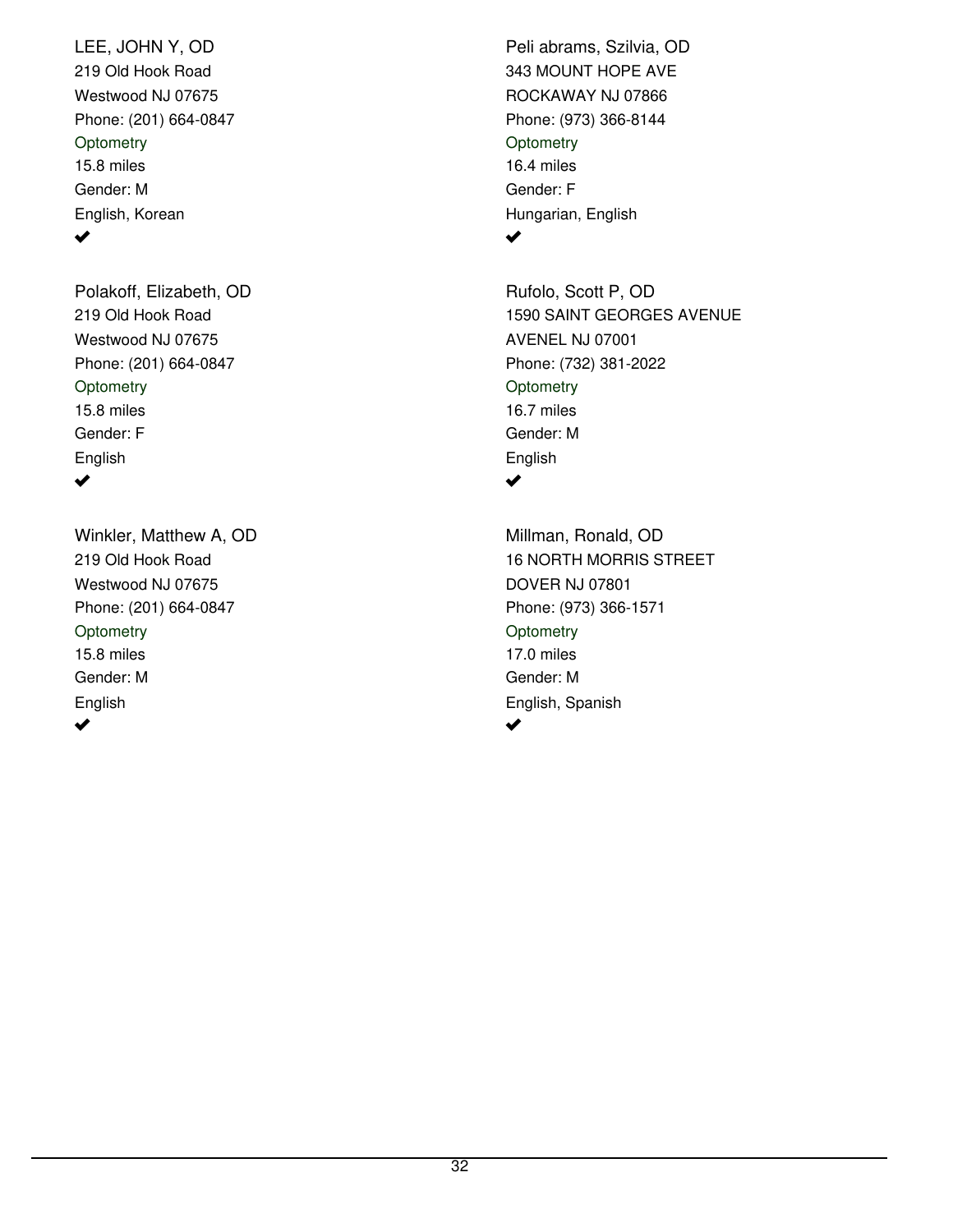LEE, JOHN Y, OD
219 Old Hook Road
Westwood NJ 07675
Phone: (201) 664-0847
Optometry
15.8 miles
Gender: M
English, Korean
✔

Polakoff, Elizabeth, OD
219 Old Hook Road
Westwood NJ 07675
Phone: (201) 664-0847
Optometry
15.8 miles
Gender: F
English
✔

Winkler, Matthew A, OD
219 Old Hook Road
Westwood NJ 07675
Phone: (201) 664-0847
Optometry
15.8 miles
Gender: M
English
✔

Peli abrams, Szilvia, OD
343 MOUNT HOPE AVE
ROCKAWAY NJ 07866
Phone: (973) 366-8144
Optometry
16.4 miles
Gender: F
Hungarian, English
✔

Rufolo, Scott P, OD
1590 SAINT GEORGES AVENUE
AVENEL NJ 07001
Phone: (732) 381-2022
Optometry
16.7 miles
Gender: M
English
✔

Millman, Ronald, OD
16 NORTH MORRIS STREET
DOVER NJ 07801
Phone: (973) 366-1571
Optometry
17.0 miles
Gender: M
English, Spanish
✔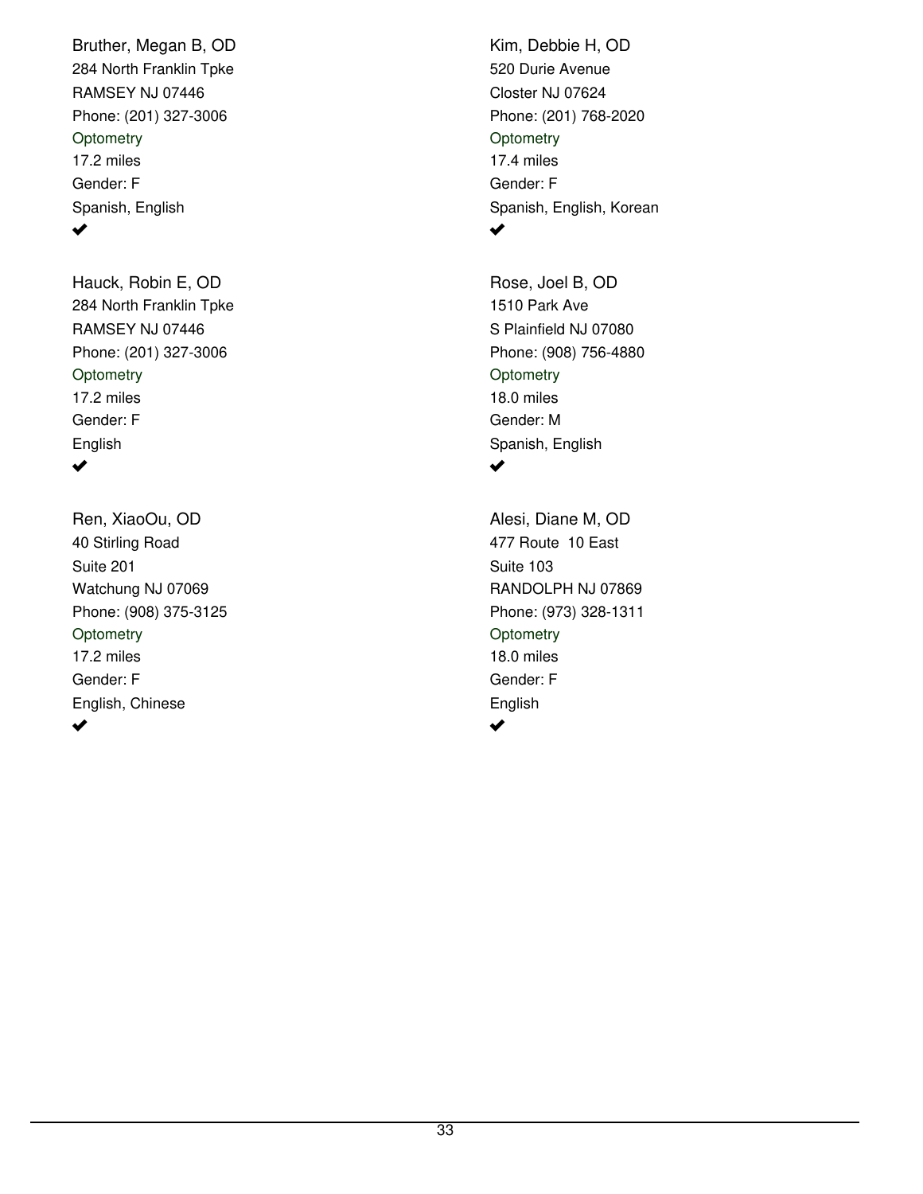Bruther, Megan B, OD
284 North Franklin Tpke
RAMSEY NJ 07446
Phone: (201) 327-3006
Optometry
17.2 miles
Gender: F
Spanish, English
✔

Hauck, Robin E, OD
284 North Franklin Tpke
RAMSEY NJ 07446
Phone: (201) 327-3006
Optometry
17.2 miles
Gender: F
English
✔

Ren, XiaoOu, OD
40 Stirling Road
Suite 201
Watchung NJ 07069
Phone: (908) 375-3125
Optometry
17.2 miles
Gender: F
English, Chinese
✔

Kim, Debbie H, OD
520 Durie Avenue
Closter NJ 07624
Phone: (201) 768-2020
Optometry
17.4 miles
Gender: F
Spanish, English, Korean
✔

Rose, Joel B, OD
1510 Park Ave
S Plainfield NJ 07080
Phone: (908) 756-4880
Optometry
18.0 miles
Gender: M
Spanish, English
✔

Alesi, Diane M, OD
477 Route 10 East
Suite 103
RANDOLPH NJ 07869
Phone: (973) 328-1311
Optometry
18.0 miles
Gender: F
English
✔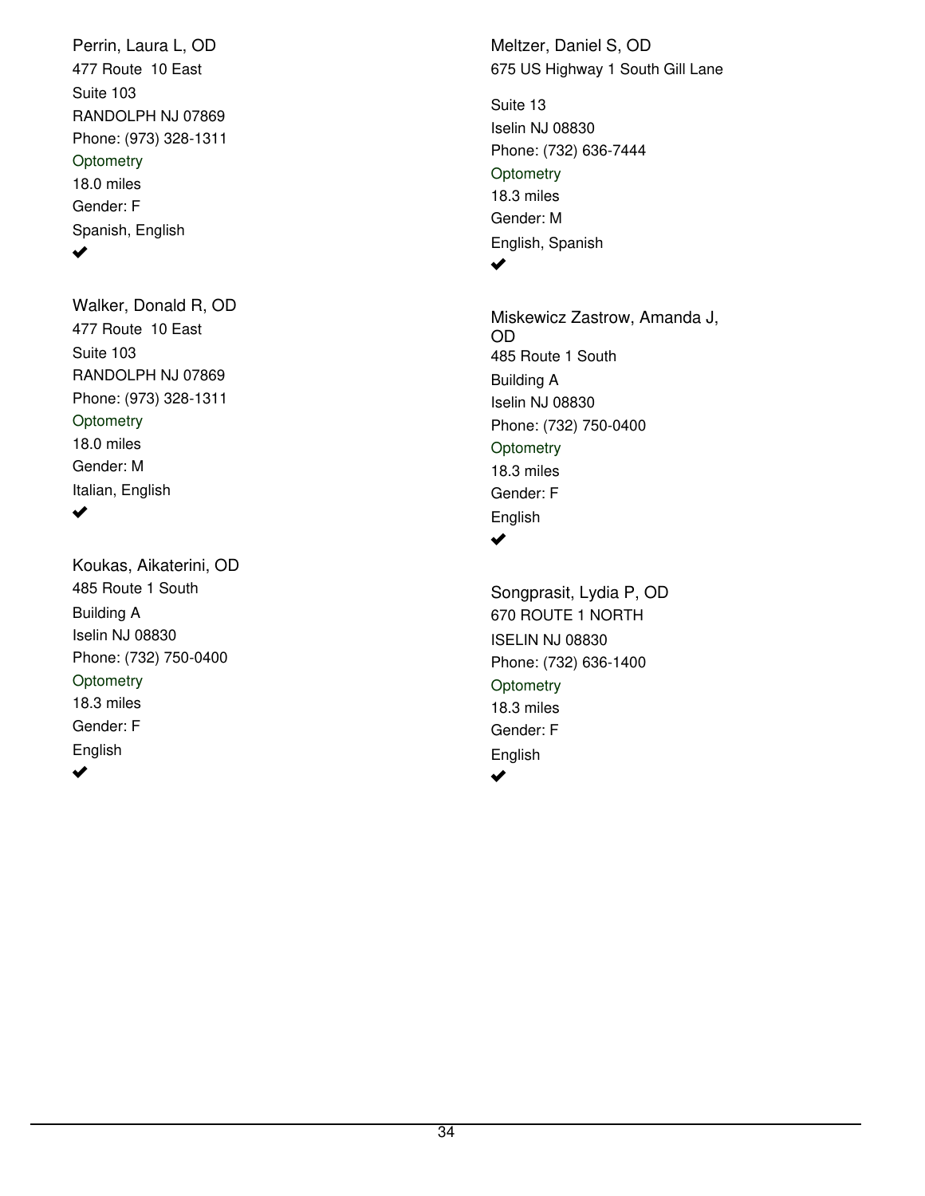Perrin, Laura L, OD
477 Route 10 East
Suite 103
RANDOLPH NJ 07869
Phone: (973) 328-1311
Optometry
18.0 miles
Gender: F
Spanish, English
✔

Walker, Donald R, OD
477 Route 10 East
Suite 103
RANDOLPH NJ 07869
Phone: (973) 328-1311
Optometry
18.0 miles
Gender: M
Italian, English
✔

Koukas, Aikaterini, OD
485 Route 1 South
Building A
Iselin NJ 08830
Phone: (732) 750-0400
Optometry
18.3 miles
Gender: F
English
✔

Meltzer, Daniel S, OD
675 US Highway 1 South Gill Lane
Suite 13
Iselin NJ 08830
Phone: (732) 636-7444
Optometry
18.3 miles
Gender: M
English, Spanish
✔

Miskewicz Zastrow, Amanda J, OD
485 Route 1 South
Building A
Iselin NJ 08830
Phone: (732) 750-0400
Optometry
18.3 miles
Gender: F
English
✔

Songprasit, Lydia P, OD
670 ROUTE 1 NORTH
ISELIN NJ 08830
Phone: (732) 636-1400
Optometry
18.3 miles
Gender: F
English
✔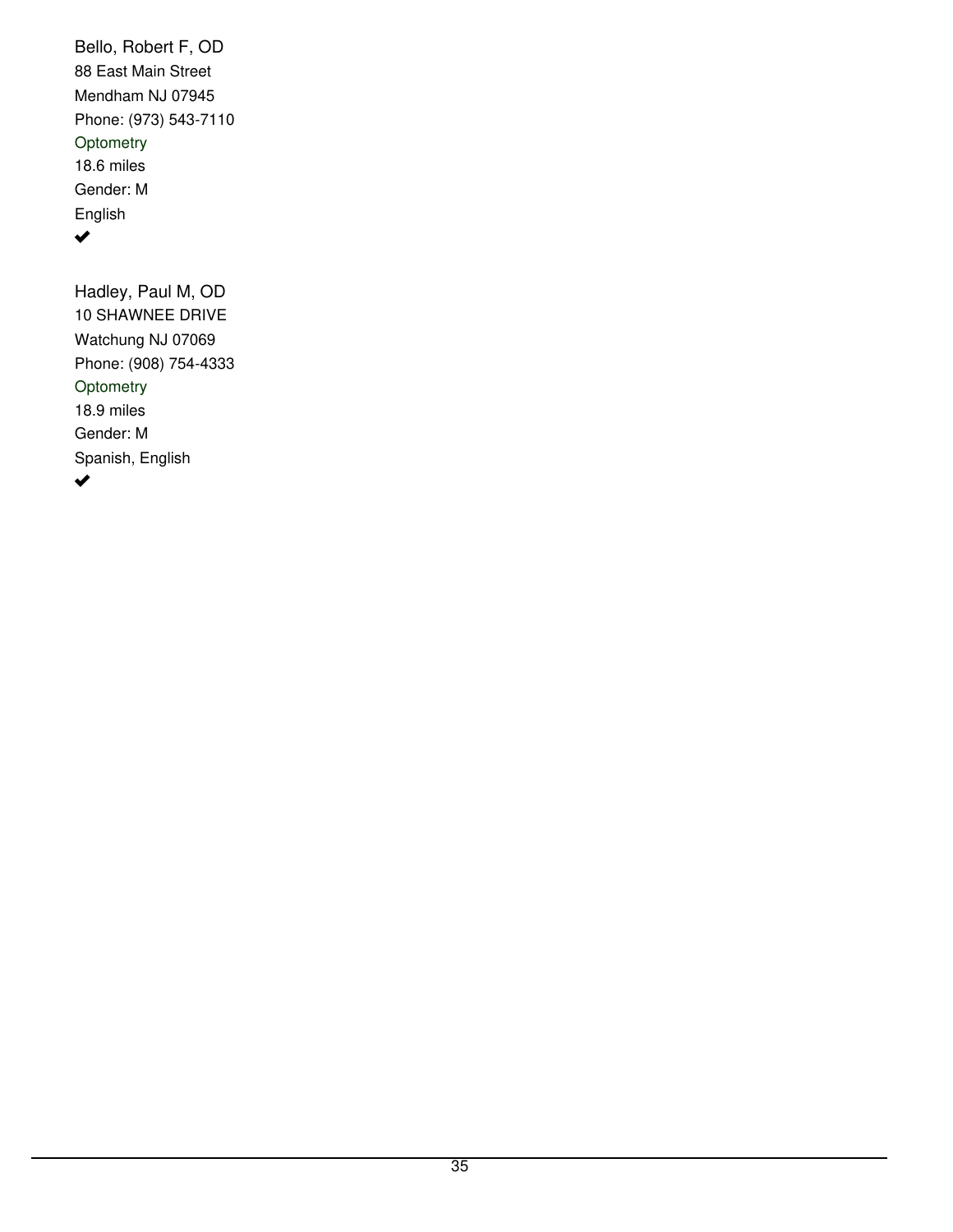Bello, Robert F, OD
88 East Main Street
Mendham NJ 07945
Phone: (973) 543-7110
Optometry
18.6 miles
Gender: M
English
✔

Hadley, Paul M, OD
10 SHAWNEE DRIVE
Watchung NJ 07069
Phone: (908) 754-4333
Optometry
18.9 miles
Gender: M
Spanish, English
✔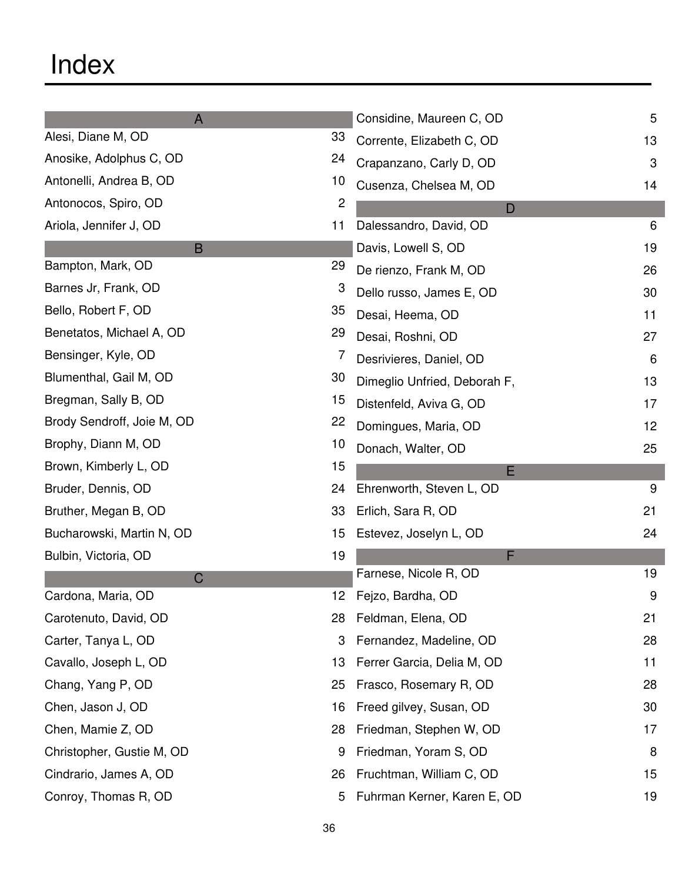# Index

## A

| Name | Page |
| --- | --- |
| Alesi, Diane M, OD | 33 |
| Anosike, Adolphus C, OD | 24 |
| Antonelli, Andrea B, OD | 10 |
| Antonocos, Spiro, OD | 2 |
| Ariola, Jennifer J, OD | 11 |

## B

| Name | Page |
| --- | --- |
| Bampton, Mark, OD | 29 |
| Barnes Jr, Frank, OD | 3 |
| Bello, Robert F, OD | 35 |
| Benetatos, Michael A, OD | 29 |
| Bensinger, Kyle, OD | 7 |
| Blumenthal, Gail M, OD | 30 |
| Bregman, Sally B, OD | 15 |
| Brody Sendroff, Joie M, OD | 22 |
| Brophy, Diann M, OD | 10 |
| Brown, Kimberly L, OD | 15 |
| Bruder, Dennis, OD | 24 |
| Bruther, Megan B, OD | 33 |
| Bucharowski, Martin N, OD | 15 |
| Bulbin, Victoria, OD | 19 |

## C

| Name | Page |
| --- | --- |
| Cardona, Maria, OD | 12 |
| Carotenuto, David, OD | 28 |
| Carter, Tanya L, OD | 3 |
| Cavallo, Joseph L, OD | 13 |
| Chang, Yang P, OD | 25 |
| Chen, Jason J, OD | 16 |
| Chen, Mamie Z, OD | 28 |
| Christopher, Gustie M, OD | 9 |
| Cindrario, James A, OD | 26 |
| Conroy, Thomas R, OD | 5 |
| Considine, Maureen C, OD | 5 |
| Corrente, Elizabeth C, OD | 13 |
| Crapanzano, Carly D, OD | 3 |
| Cusenza, Chelsea M, OD | 14 |

## D

| Name | Page |
| --- | --- |
| Dalessandro, David, OD | 6 |
| Davis, Lowell S, OD | 19 |
| De rienzo, Frank M, OD | 26 |
| Dello russo, James E, OD | 30 |
| Desai, Heema, OD | 11 |
| Desai, Roshni, OD | 27 |
| Desrivieres, Daniel, OD | 6 |
| Dimeglio Unfried, Deborah F, | 13 |
| Distenfeld, Aviva G, OD | 17 |
| Domingues, Maria, OD | 12 |
| Donach, Walter, OD | 25 |

## E

| Name | Page |
| --- | --- |
| Ehrenworth, Steven L, OD | 9 |
| Erlich, Sara R, OD | 21 |
| Estevez, Joselyn L, OD | 24 |

## F

| Name | Page |
| --- | --- |
| Farnese, Nicole R, OD | 19 |
| Fejzo, Bardha, OD | 9 |
| Feldman, Elena, OD | 21 |
| Fernandez, Madeline, OD | 28 |
| Ferrer Garcia, Delia M, OD | 11 |
| Frasco, Rosemary R, OD | 28 |
| Freed gilvey, Susan, OD | 30 |
| Friedman, Stephen W, OD | 17 |
| Friedman, Yoram S, OD | 8 |
| Fruchtman, William C, OD | 15 |
| Fuhrman Kerner, Karen E, OD | 19 |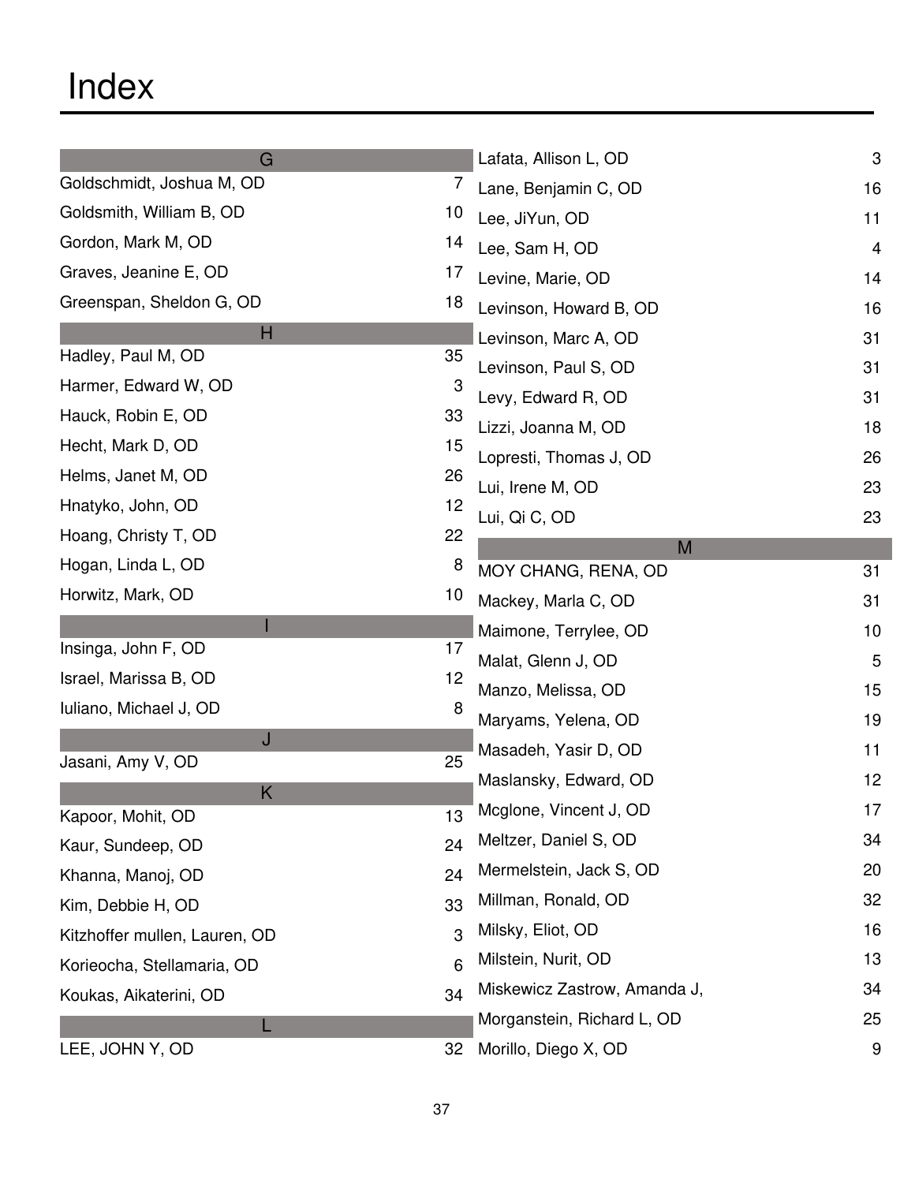# Index

## G

| Name | Page |
|---|---|
| Goldschmidt, Joshua M, OD | 7 |
| Goldsmith, William B, OD | 10 |
| Gordon, Mark M, OD | 14 |
| Graves, Jeanine E, OD | 17 |
| Greenspan, Sheldon G, OD | 18 |

## H

| Name | Page |
|---|---|
| Hadley, Paul M, OD | 35 |
| Harmer, Edward W, OD | 3 |
| Hauck, Robin E, OD | 33 |
| Hecht, Mark D, OD | 15 |
| Helms, Janet M, OD | 26 |
| Hnatyko, John, OD | 12 |
| Hoang, Christy T, OD | 22 |
| Hogan, Linda L, OD | 8 |
| Horwitz, Mark, OD | 10 |

## I

| Name | Page |
|---|---|
| Insinga, John F, OD | 17 |
| Israel, Marissa B, OD | 12 |
| Iuliano, Michael J, OD | 8 |

## J

| Name | Page |
|---|---|
| Jasani, Amy V, OD | 25 |

## K

| Name | Page |
|---|---|
| Kapoor, Mohit, OD | 13 |
| Kaur, Sundeep, OD | 24 |
| Khanna, Manoj, OD | 24 |
| Kim, Debbie H, OD | 33 |
| Kitzhoffer mullen, Lauren, OD | 3 |
| Korieocha, Stellamaria, OD | 6 |
| Koukas, Aikaterini, OD | 34 |

## L

| Name | Page |
|---|---|
| LEE, JOHN Y, OD | 32 |
| Lafata, Allison L, OD | 3 |
| Lane, Benjamin C, OD | 16 |
| Lee, JiYun, OD | 11 |
| Lee, Sam H, OD | 4 |
| Levine, Marie, OD | 14 |
| Levinson, Howard B, OD | 16 |
| Levinson, Marc A, OD | 31 |
| Levinson, Paul S, OD | 31 |
| Levy, Edward R, OD | 31 |
| Lizzi, Joanna M, OD | 18 |
| Lopresti, Thomas J, OD | 26 |
| Lui, Irene M, OD | 23 |
| Lui, Qi C, OD | 23 |

## M

| Name | Page |
|---|---|
| MOY CHANG, RENA, OD | 31 |
| Mackey, Marla C, OD | 31 |
| Maimone, Terrylee, OD | 10 |
| Malat, Glenn J, OD | 5 |
| Manzo, Melissa, OD | 15 |
| Maryams, Yelena, OD | 19 |
| Masadeh, Yasir D, OD | 11 |
| Maslansky, Edward, OD | 12 |
| Mcglone, Vincent J, OD | 17 |
| Meltzer, Daniel S, OD | 34 |
| Mermelstein, Jack S, OD | 20 |
| Millman, Ronald, OD | 32 |
| Milsky, Eliot, OD | 16 |
| Milstein, Nurit, OD | 13 |
| Miskewicz Zastrow, Amanda J, | 34 |
| Morganstein, Richard L, OD | 25 |
| Morillo, Diego X, OD | 9 |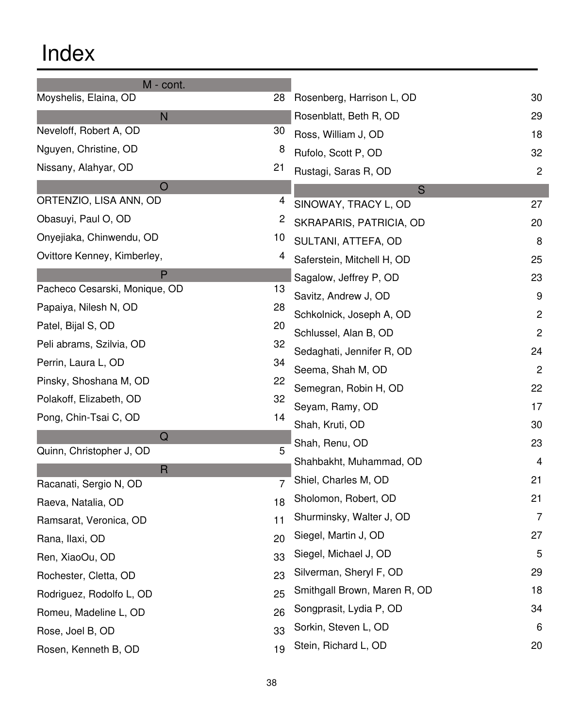# Index

**M - cont.**

| Name | Page |
|---|---|
| Moyshelis, Elaina, OD | 28 |

**N**

| Name | Page |
|---|---|
| Neveloff, Robert A, OD | 30 |
| Nguyen, Christine, OD | 8 |
| Nissany, Alahyar, OD | 21 |

**O**

| Name | Page |
|---|---|
| ORTENZIO, LISA ANN, OD | 4 |
| Obasuyi, Paul O, OD | 2 |
| Onyejiaka, Chinwendu, OD | 10 |
| Ovittore Kenney, Kimberley, | 4 |

**P**

| Name | Page |
|---|---|
| Pacheco Cesarski, Monique, OD | 13 |
| Papaiya, Nilesh N, OD | 28 |
| Patel, Bijal S, OD | 20 |
| Peli abrams, Szilvia, OD | 32 |
| Perrin, Laura L, OD | 34 |
| Pinsky, Shoshana M, OD | 22 |
| Polakoff, Elizabeth, OD | 32 |
| Pong, Chin-Tsai C, OD | 14 |

**Q**

| Name | Page |
|---|---|
| Quinn, Christopher J, OD | 5 |

**R**

| Name | Page |
|---|---|
| Racanati, Sergio N, OD | 7 |
| Raeva, Natalia, OD | 18 |
| Ramsarat, Veronica, OD | 11 |
| Rana, Ilaxi, OD | 20 |
| Ren, XiaoOu, OD | 33 |
| Rochester, Cletta, OD | 23 |
| Rodriguez, Rodolfo L, OD | 25 |
| Romeu, Madeline L, OD | 26 |
| Rose, Joel B, OD | 33 |
| Rosen, Kenneth B, OD | 19 |
| Rosenberg, Harrison L, OD | 30 |
| Rosenblatt, Beth R, OD | 29 |
| Ross, William J, OD | 18 |
| Rufolo, Scott P, OD | 32 |
| Rustagi, Saras R, OD | 2 |

**S**

| Name | Page |
|---|---|
| SINOWAY, TRACY L, OD | 27 |
| SKRAPARIS, PATRICIA, OD | 20 |
| SULTANI, ATTEFA, OD | 8 |
| Saferstein, Mitchell H, OD | 25 |
| Sagalow, Jeffrey P, OD | 23 |
| Savitz, Andrew J, OD | 9 |
| Schkolnick, Joseph A, OD | 2 |
| Schlussel, Alan B, OD | 2 |
| Sedaghati, Jennifer R, OD | 24 |
| Seema, Shah M, OD | 2 |
| Semegran, Robin H, OD | 22 |
| Seyam, Ramy, OD | 17 |
| Shah, Kruti, OD | 30 |
| Shah, Renu, OD | 23 |
| Shahbakht, Muhammad, OD | 4 |
| Shiel, Charles M, OD | 21 |
| Sholomon, Robert, OD | 21 |
| Shurminsky, Walter J, OD | 7 |
| Siegel, Martin J, OD | 27 |
| Siegel, Michael J, OD | 5 |
| Silverman, Sheryl F, OD | 29 |
| Smithgall Brown, Maren R, OD | 18 |
| Songprasit, Lydia P, OD | 34 |
| Sorkin, Steven L, OD | 6 |
| Stein, Richard L, OD | 20 |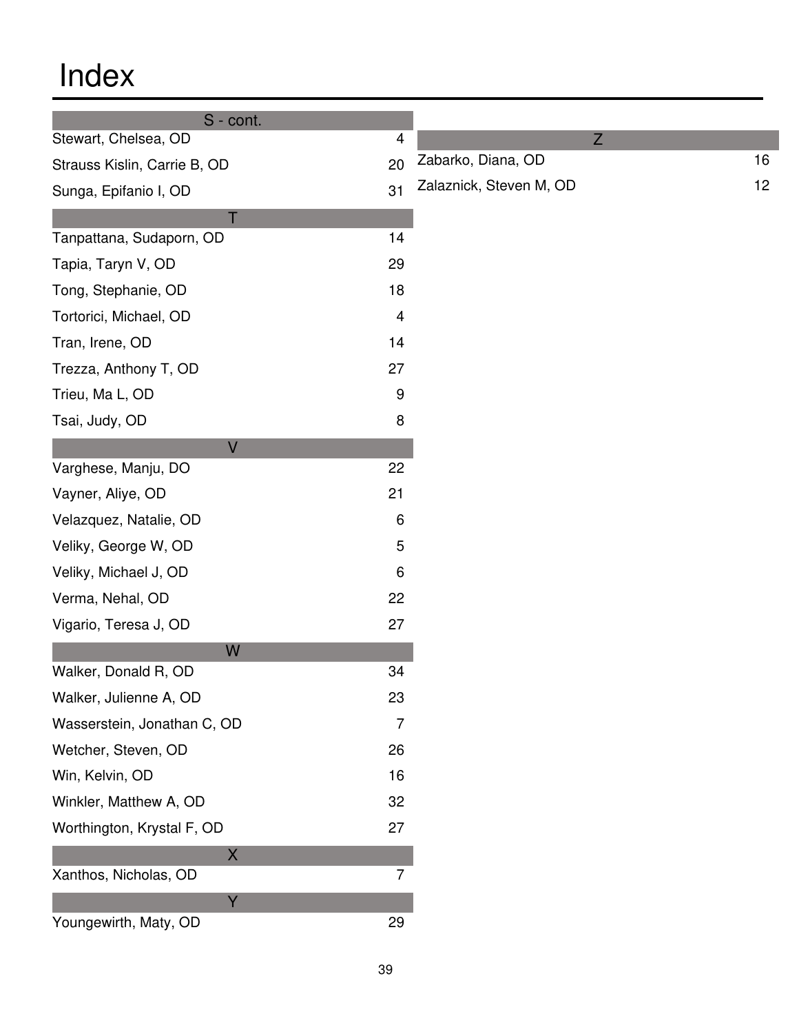# Index

| S - cont. | |
|---|---|
| Stewart, Chelsea, OD | 4 |
| Strauss Kislin, Carrie B, OD | 20 |
| Sunga, Epifanio I, OD | 31 |
| **T** | |
| Tanpattana, Sudaporn, OD | 14 |
| Tapia, Taryn V, OD | 29 |
| Tong, Stephanie, OD | 18 |
| Tortorici, Michael, OD | 4 |
| Tran, Irene, OD | 14 |
| Trezza, Anthony T, OD | 27 |
| Trieu, Ma L, OD | 9 |
| Tsai, Judy, OD | 8 |
| **V** | |
| Varghese, Manju, DO | 22 |
| Vayner, Aliye, OD | 21 |
| Velazquez, Natalie, OD | 6 |
| Veliky, George W, OD | 5 |
| Veliky, Michael J, OD | 6 |
| Verma, Nehal, OD | 22 |
| Vigario, Teresa J, OD | 27 |
| **W** | |
| Walker, Donald R, OD | 34 |
| Walker, Julienne A, OD | 23 |
| Wasserstein, Jonathan C, OD | 7 |
| Wetcher, Steven, OD | 26 |
| Win, Kelvin, OD | 16 |
| Winkler, Matthew A, OD | 32 |
| Worthington, Krystal F, OD | 27 |
| **X** | |
| Xanthos, Nicholas, OD | 7 |
| **Y** | |
| Youngewirth, Maty, OD | 29 |
| **Z** | |
| Zabarko, Diana, OD | 16 |
| Zalaznick, Steven M, OD | 12 |